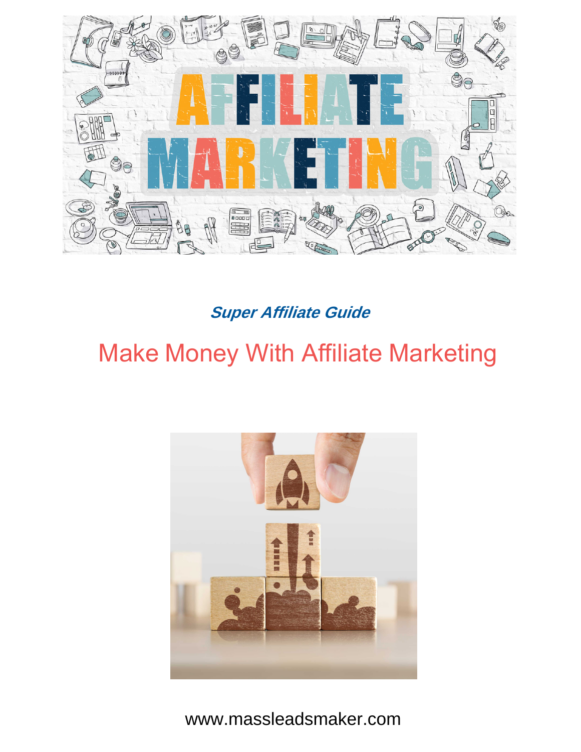*Super Affiliate Guide*

# Make Money With Affiliate Marketing

www.massleadsmaker.com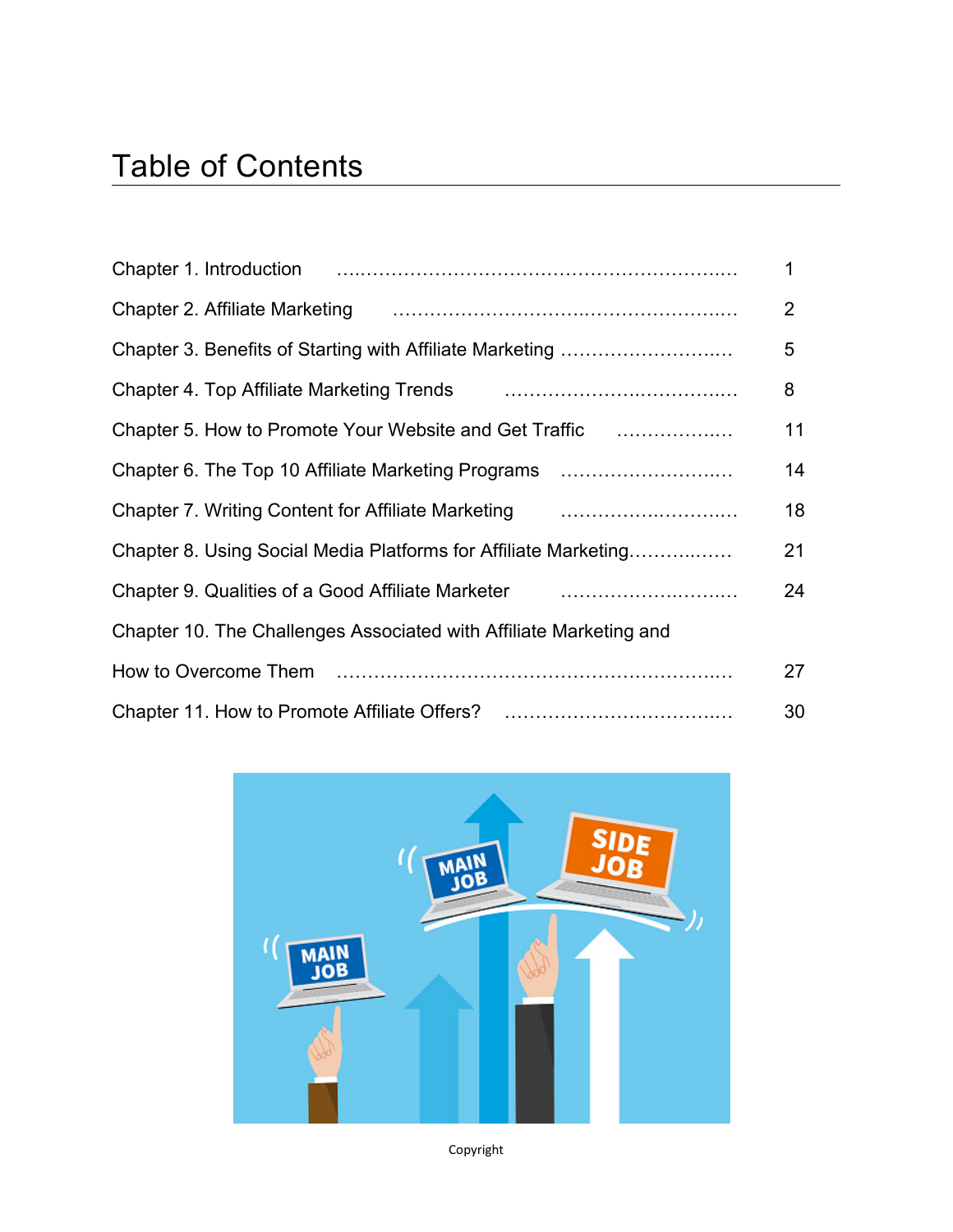# Table of Contents

| | |
|---|---|
| Chapter 1. Introduction | 1 |
| Chapter 2. Affiliate Marketing | 2 |
| Chapter 3. Benefits of Starting with Affiliate Marketing | 5 |
| Chapter 4. Top Affiliate Marketing Trends | 8 |
| Chapter 5. How to Promote Your Website and Get Traffic | 11 |
| Chapter 6. The Top 10 Affiliate Marketing Programs | 14 |
| Chapter 7. Writing Content for Affiliate Marketing | 18 |
| Chapter 8. Using Social Media Platforms for Affiliate Marketing | 21 |
| Chapter 9. Qualities of a Good Affiliate Marketer | 24 |
| Chapter 10. The Challenges Associated with Affiliate Marketing and How to Overcome Them | 27 |
| Chapter 11. How to Promote Affiliate Offers? | 30 |

Copyright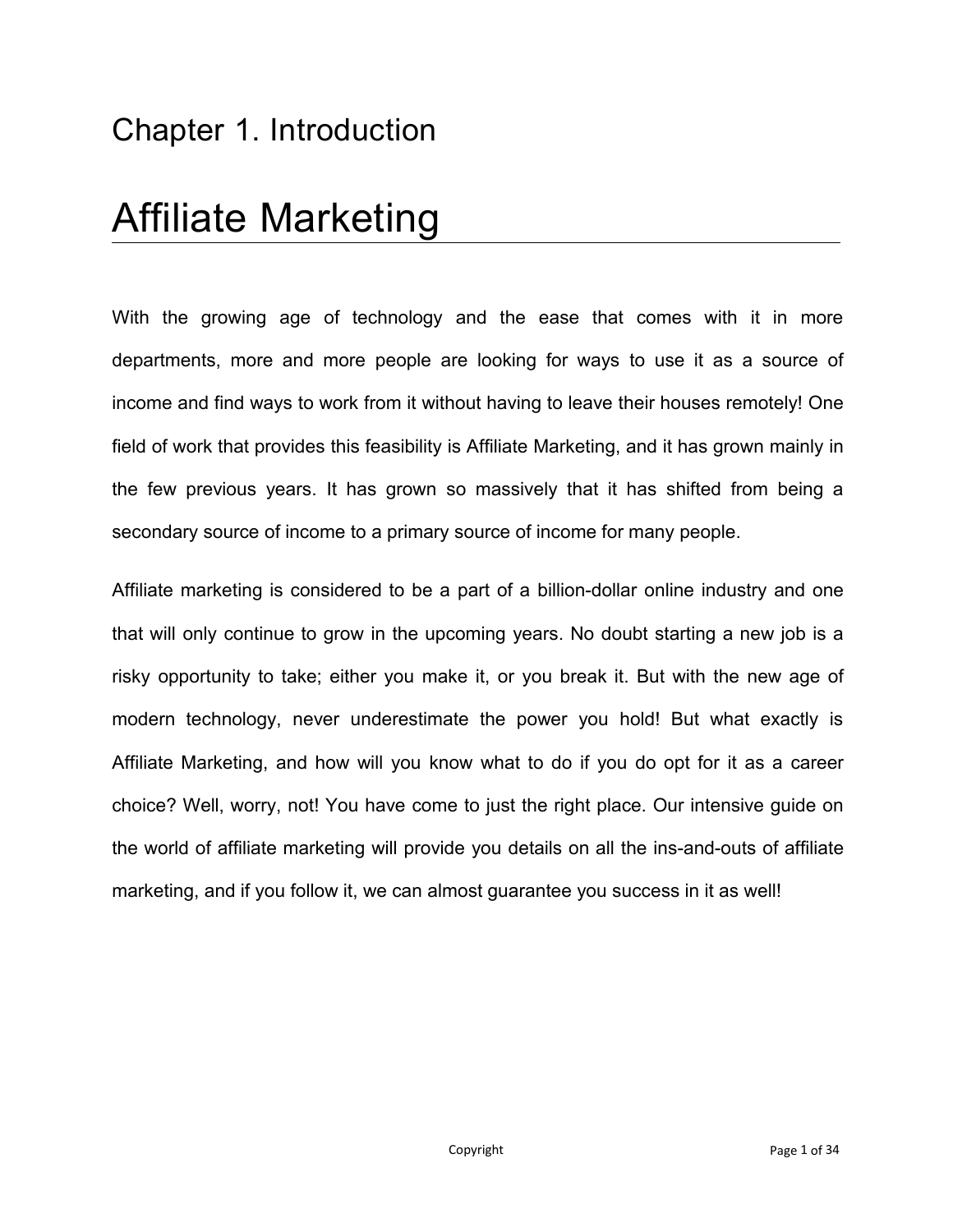## Chapter 1. Introduction

# Affiliate Marketing

With the growing age of technology and the ease that comes with it in more departments, more and more people are looking for ways to use it as a source of income and find ways to work from it without having to leave their houses remotely! One field of work that provides this feasibility is Affiliate Marketing, and it has grown mainly in the few previous years. It has grown so massively that it has shifted from being a secondary source of income to a primary source of income for many people.

Affiliate marketing is considered to be a part of a billion-dollar online industry and one that will only continue to grow in the upcoming years. No doubt starting a new job is a risky opportunity to take; either you make it, or you break it. But with the new age of modern technology, never underestimate the power you hold! But what exactly is Affiliate Marketing, and how will you know what to do if you do opt for it as a career choice? Well, worry, not! You have come to just the right place. Our intensive guide on the world of affiliate marketing will provide you details on all the ins-and-outs of affiliate marketing, and if you follow it, we can almost guarantee you success in it as well!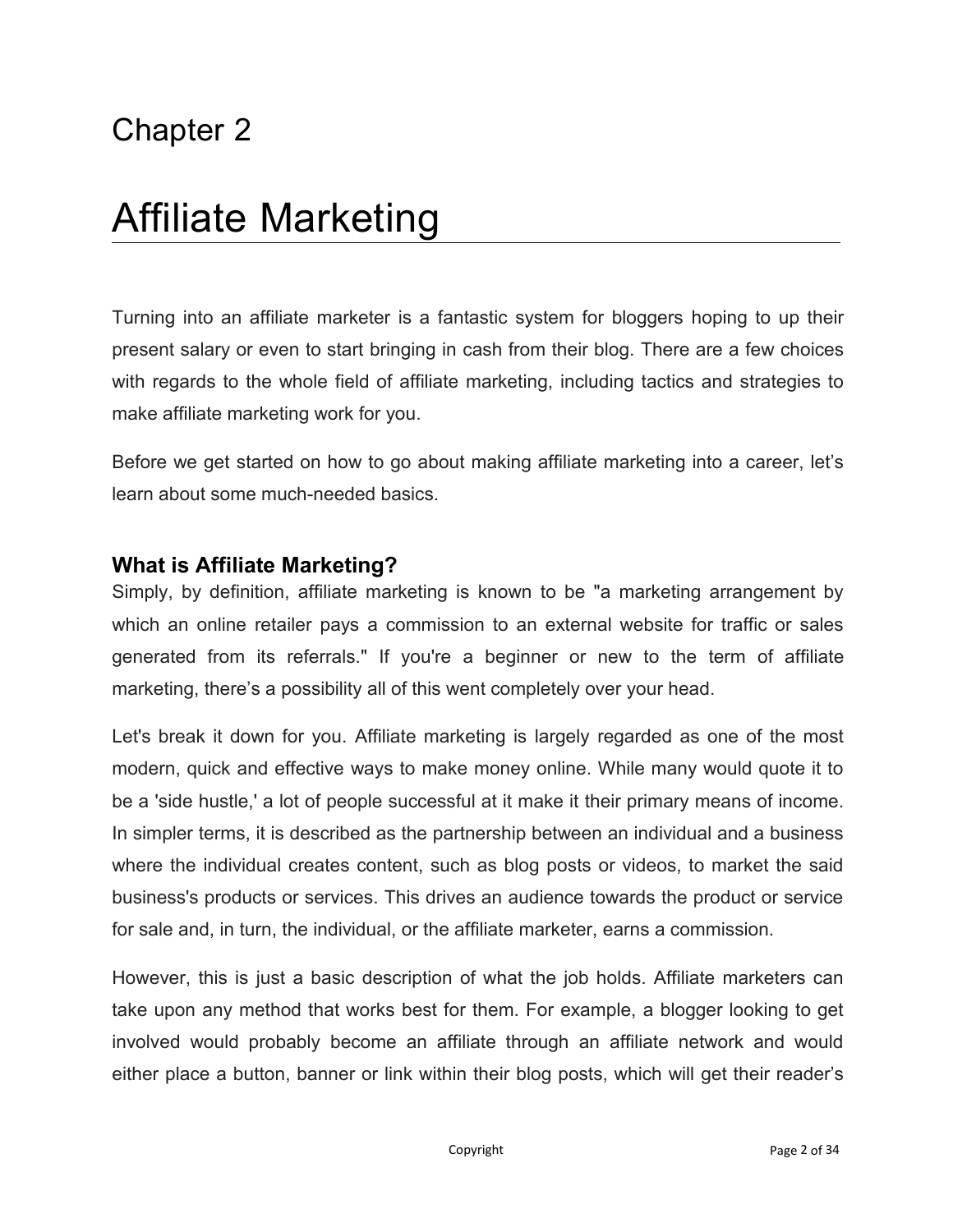Chapter 2

# Affiliate Marketing

Turning into an affiliate marketer is a fantastic system for bloggers hoping to up their present salary or even to start bringing in cash from their blog. There are a few choices with regards to the whole field of affiliate marketing, including tactics and strategies to make affiliate marketing work for you.

Before we get started on how to go about making affiliate marketing into a career, let's learn about some much-needed basics.

## What is Affiliate Marketing?

Simply, by definition, affiliate marketing is known to be "a marketing arrangement by which an online retailer pays a commission to an external website for traffic or sales generated from its referrals." If you're a beginner or new to the term of affiliate marketing, there's a possibility all of this went completely over your head.

Let's break it down for you. Affiliate marketing is largely regarded as one of the most modern, quick and effective ways to make money online. While many would quote it to be a 'side hustle,' a lot of people successful at it make it their primary means of income. In simpler terms, it is described as the partnership between an individual and a business where the individual creates content, such as blog posts or videos, to market the said business's products or services. This drives an audience towards the product or service for sale and, in turn, the individual, or the affiliate marketer, earns a commission.

However, this is just a basic description of what the job holds. Affiliate marketers can take upon any method that works best for them. For example, a blogger looking to get involved would probably become an affiliate through an affiliate network and would either place a button, banner or link within their blog posts, which will get their reader's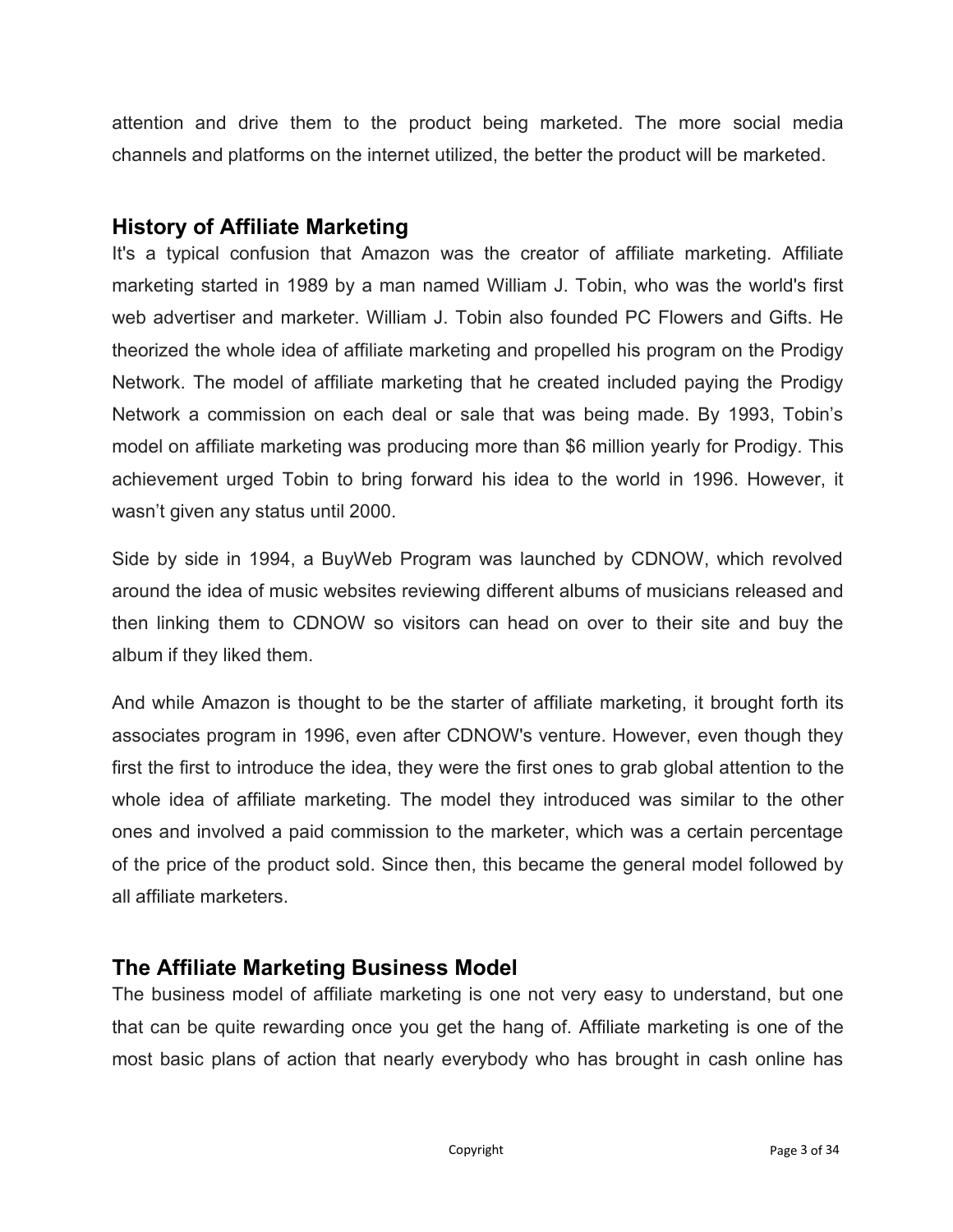attention and drive them to the product being marketed. The more social media channels and platforms on the internet utilized, the better the product will be marketed.

## History of Affiliate Marketing

It's a typical confusion that Amazon was the creator of affiliate marketing. Affiliate marketing started in 1989 by a man named William J. Tobin, who was the world's first web advertiser and marketer. William J. Tobin also founded PC Flowers and Gifts. He theorized the whole idea of affiliate marketing and propelled his program on the Prodigy Network. The model of affiliate marketing that he created included paying the Prodigy Network a commission on each deal or sale that was being made. By 1993, Tobin's model on affiliate marketing was producing more than $6 million yearly for Prodigy. This achievement urged Tobin to bring forward his idea to the world in 1996. However, it wasn't given any status until 2000.

Side by side in 1994, a BuyWeb Program was launched by CDNOW, which revolved around the idea of music websites reviewing different albums of musicians released and then linking them to CDNOW so visitors can head on over to their site and buy the album if they liked them.

And while Amazon is thought to be the starter of affiliate marketing, it brought forth its associates program in 1996, even after CDNOW's venture. However, even though they first the first to introduce the idea, they were the first ones to grab global attention to the whole idea of affiliate marketing. The model they introduced was similar to the other ones and involved a paid commission to the marketer, which was a certain percentage of the price of the product sold. Since then, this became the general model followed by all affiliate marketers.

## The Affiliate Marketing Business Model

The business model of affiliate marketing is one not very easy to understand, but one that can be quite rewarding once you get the hang of. Affiliate marketing is one of the most basic plans of action that nearly everybody who has brought in cash online has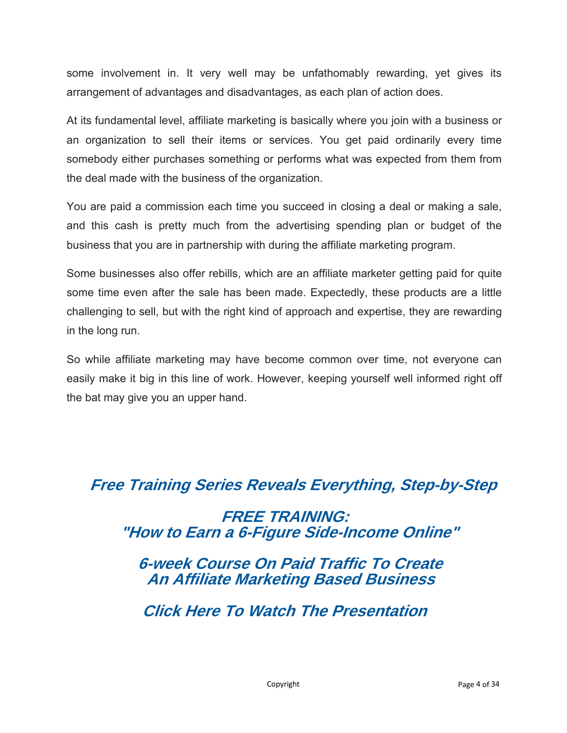some involvement in. It very well may be unfathomably rewarding, yet gives its arrangement of advantages and disadvantages, as each plan of action does.

At its fundamental level, affiliate marketing is basically where you join with a business or an organization to sell their items or services. You get paid ordinarily every time somebody either purchases something or performs what was expected from them from the deal made with the business of the organization.

You are paid a commission each time you succeed in closing a deal or making a sale, and this cash is pretty much from the advertising spending plan or budget of the business that you are in partnership with during the affiliate marketing program.

Some businesses also offer rebills, which are an affiliate marketer getting paid for quite some time even after the sale has been made. Expectedly, these products are a little challenging to sell, but with the right kind of approach and expertise, they are rewarding in the long run.

So while affiliate marketing may have become common over time, not everyone can easily make it big in this line of work. However, keeping yourself well informed right off the bat may give you an upper hand.

***Free Training Series Reveals Everything, Step-by-Step***

***FREE TRAINING:***
***"How to Earn a 6-Figure Side-Income Online"***

***6-week Course On Paid Traffic To Create An Affiliate Marketing Based Business***

***Click Here To Watch The Presentation***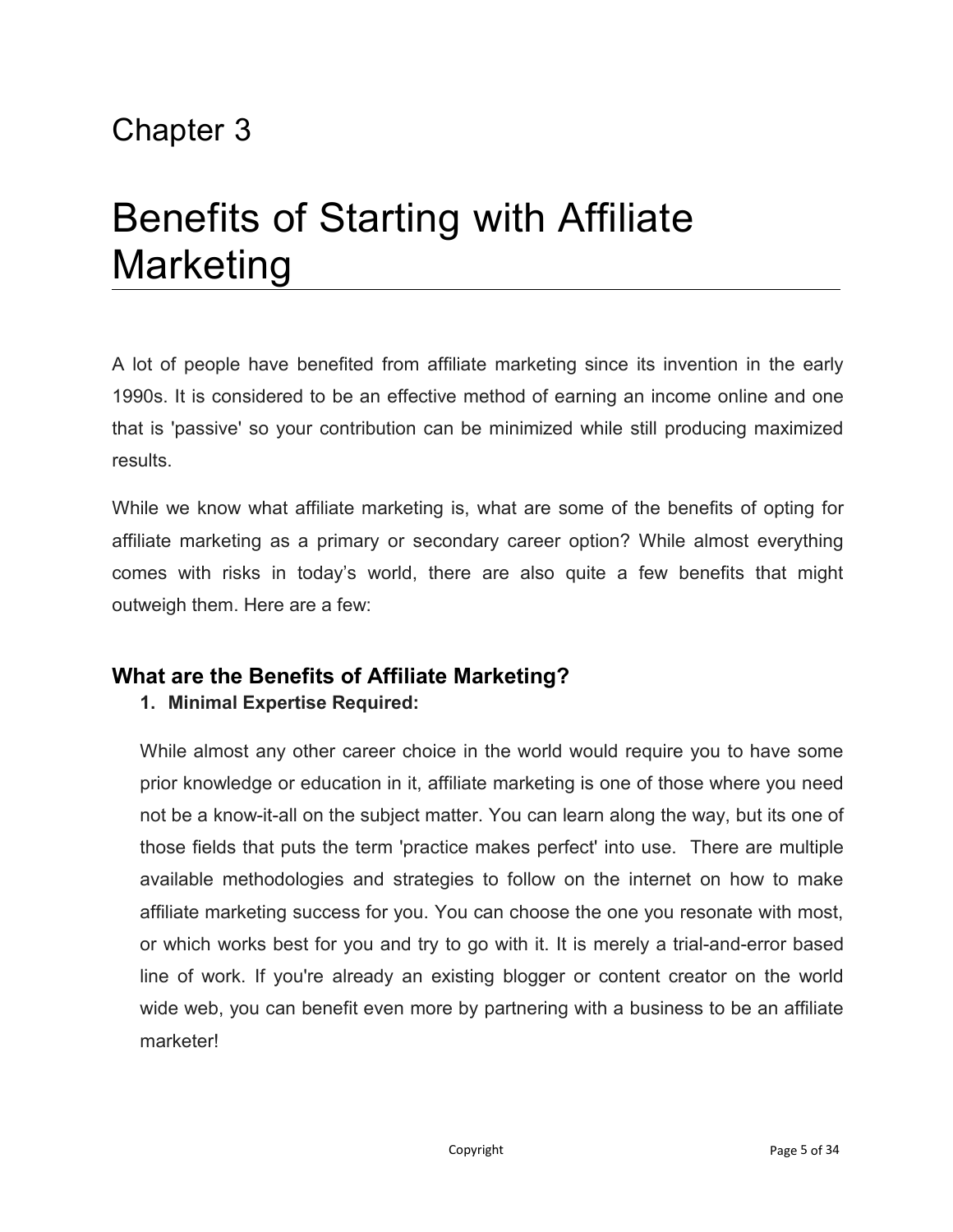Chapter 3

# Benefits of Starting with Affiliate Marketing

A lot of people have benefited from affiliate marketing since its invention in the early 1990s. It is considered to be an effective method of earning an income online and one that is 'passive' so your contribution can be minimized while still producing maximized results.

While we know what affiliate marketing is, what are some of the benefits of opting for affiliate marketing as a primary or secondary career option? While almost everything comes with risks in today's world, there are also quite a few benefits that might outweigh them. Here are a few:

## What are the Benefits of Affiliate Marketing?

1. **Minimal Expertise Required:**

   While almost any other career choice in the world would require you to have some prior knowledge or education in it, affiliate marketing is one of those where you need not be a know-it-all on the subject matter. You can learn along the way, but its one of those fields that puts the term 'practice makes perfect' into use. There are multiple available methodologies and strategies to follow on the internet on how to make affiliate marketing success for you. You can choose the one you resonate with most, or which works best for you and try to go with it. It is merely a trial-and-error based line of work. If you're already an existing blogger or content creator on the world wide web, you can benefit even more by partnering with a business to be an affiliate marketer!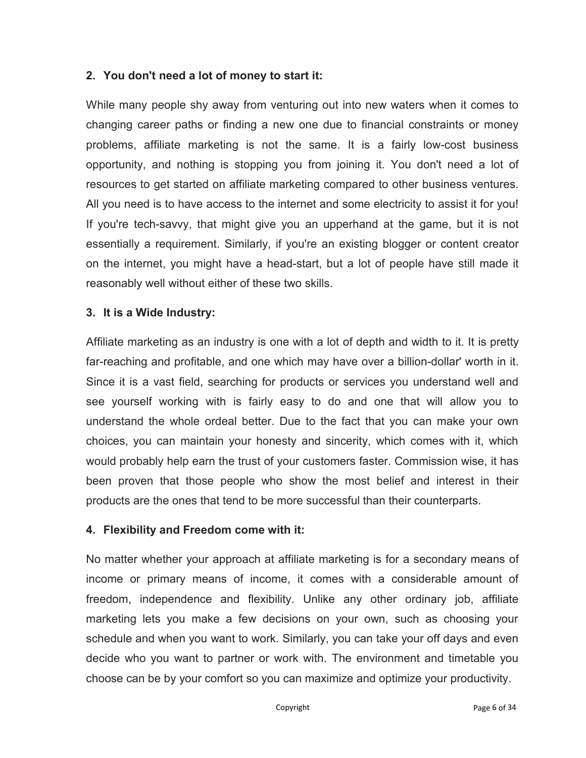**2. You don't need a lot of money to start it:**

While many people shy away from venturing out into new waters when it comes to changing career paths or finding a new one due to financial constraints or money problems, affiliate marketing is not the same. It is a fairly low-cost business opportunity, and nothing is stopping you from joining it. You don't need a lot of resources to get started on affiliate marketing compared to other business ventures. All you need is to have access to the internet and some electricity to assist it for you! If you're tech-savvy, that might give you an upperhand at the game, but it is not essentially a requirement. Similarly, if you're an existing blogger or content creator on the internet, you might have a head-start, but a lot of people have still made it reasonably well without either of these two skills.

**3. It is a Wide Industry:**

Affiliate marketing as an industry is one with a lot of depth and width to it. It is pretty far-reaching and profitable, and one which may have over a billion-dollar' worth in it. Since it is a vast field, searching for products or services you understand well and see yourself working with is fairly easy to do and one that will allow you to understand the whole ordeal better. Due to the fact that you can make your own choices, you can maintain your honesty and sincerity, which comes with it, which would probably help earn the trust of your customers faster. Commission wise, it has been proven that those people who show the most belief and interest in their products are the ones that tend to be more successful than their counterparts.

**4. Flexibility and Freedom come with it:**

No matter whether your approach at affiliate marketing is for a secondary means of income or primary means of income, it comes with a considerable amount of freedom, independence and flexibility. Unlike any other ordinary job, affiliate marketing lets you make a few decisions on your own, such as choosing your schedule and when you want to work. Similarly, you can take your off days and even decide who you want to partner or work with. The environment and timetable you choose can be by your comfort so you can maximize and optimize your productivity.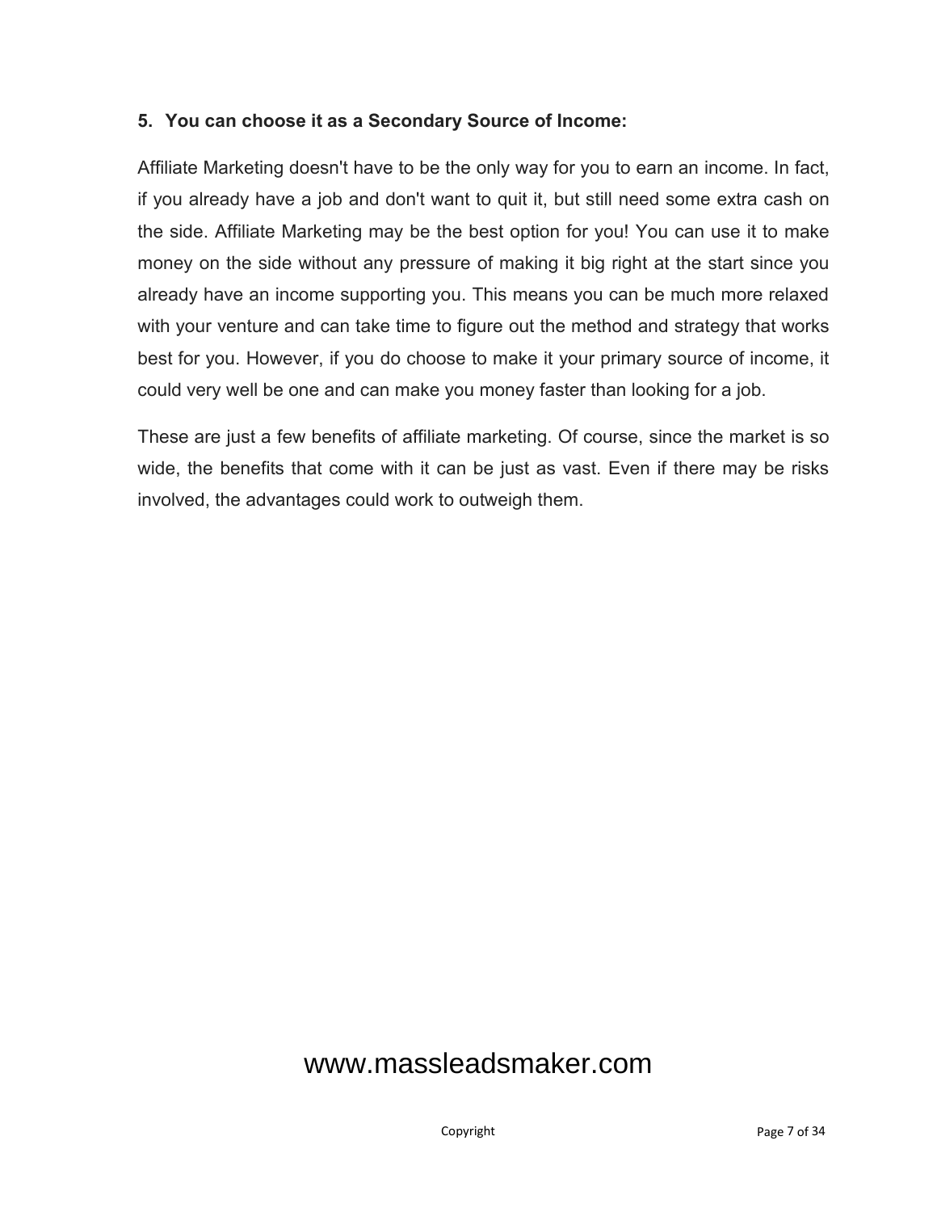**5. You can choose it as a Secondary Source of Income:**

Affiliate Marketing doesn't have to be the only way for you to earn an income. In fact, if you already have a job and don't want to quit it, but still need some extra cash on the side. Affiliate Marketing may be the best option for you! You can use it to make money on the side without any pressure of making it big right at the start since you already have an income supporting you. This means you can be much more relaxed with your venture and can take time to figure out the method and strategy that works best for you. However, if you do choose to make it your primary source of income, it could very well be one and can make you money faster than looking for a job.

These are just a few benefits of affiliate marketing. Of course, since the market is so wide, the benefits that come with it can be just as vast. Even if there may be risks involved, the advantages could work to outweigh them.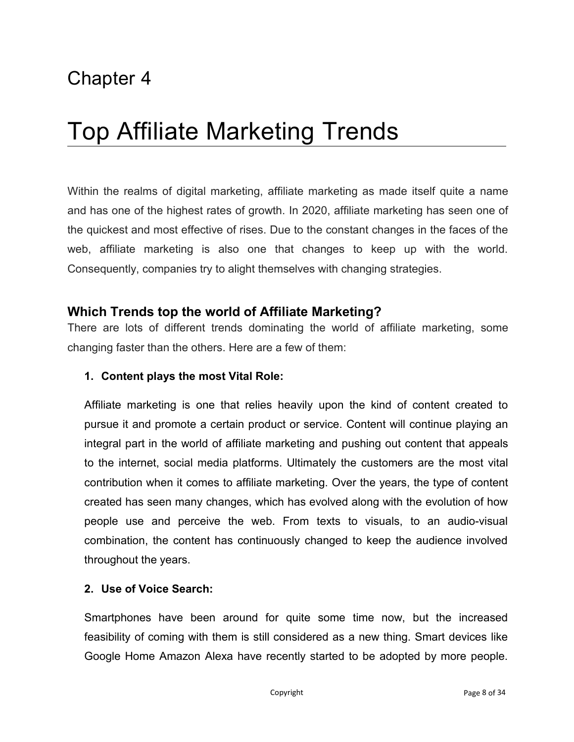Chapter 4

# Top Affiliate Marketing Trends

Within the realms of digital marketing, affiliate marketing as made itself quite a name and has one of the highest rates of growth. In 2020, affiliate marketing has seen one of the quickest and most effective of rises. Due to the constant changes in the faces of the web, affiliate marketing is also one that changes to keep up with the world. Consequently, companies try to alight themselves with changing strategies.

## Which Trends top the world of Affiliate Marketing?

There are lots of different trends dominating the world of affiliate marketing, some changing faster than the others. Here are a few of them:

1. **Content plays the most Vital Role:**

   Affiliate marketing is one that relies heavily upon the kind of content created to pursue it and promote a certain product or service. Content will continue playing an integral part in the world of affiliate marketing and pushing out content that appeals to the internet, social media platforms. Ultimately the customers are the most vital contribution when it comes to affiliate marketing. Over the years, the type of content created has seen many changes, which has evolved along with the evolution of how people use and perceive the web. From texts to visuals, to an audio-visual combination, the content has continuously changed to keep the audience involved throughout the years.

2. **Use of Voice Search:**

   Smartphones have been around for quite some time now, but the increased feasibility of coming with them is still considered as a new thing. Smart devices like Google Home Amazon Alexa have recently started to be adopted by more people.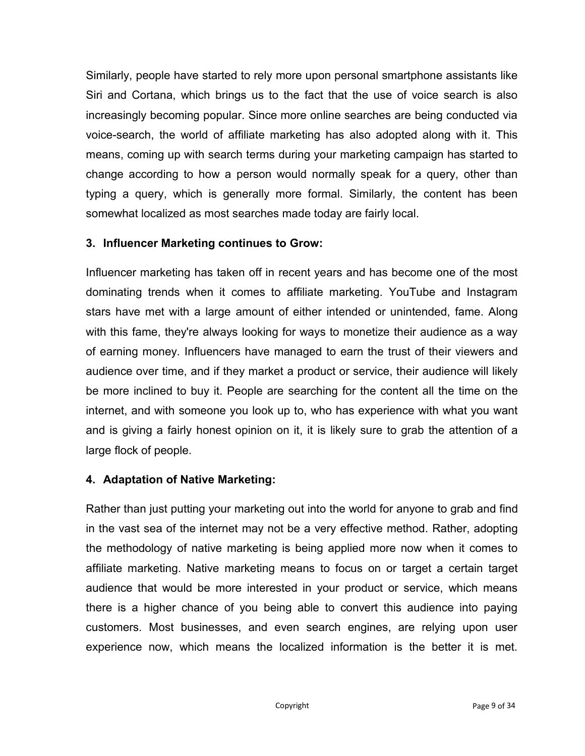Similarly, people have started to rely more upon personal smartphone assistants like Siri and Cortana, which brings us to the fact that the use of voice search is also increasingly becoming popular. Since more online searches are being conducted via voice-search, the world of affiliate marketing has also adopted along with it. This means, coming up with search terms during your marketing campaign has started to change according to how a person would normally speak for a query, other than typing a query, which is generally more formal. Similarly, the content has been somewhat localized as most searches made today are fairly local.

**3. Influencer Marketing continues to Grow:**

Influencer marketing has taken off in recent years and has become one of the most dominating trends when it comes to affiliate marketing. YouTube and Instagram stars have met with a large amount of either intended or unintended, fame. Along with this fame, they're always looking for ways to monetize their audience as a way of earning money. Influencers have managed to earn the trust of their viewers and audience over time, and if they market a product or service, their audience will likely be more inclined to buy it. People are searching for the content all the time on the internet, and with someone you look up to, who has experience with what you want and is giving a fairly honest opinion on it, it is likely sure to grab the attention of a large flock of people.

**4. Adaptation of Native Marketing:**

Rather than just putting your marketing out into the world for anyone to grab and find in the vast sea of the internet may not be a very effective method. Rather, adopting the methodology of native marketing is being applied more now when it comes to affiliate marketing. Native marketing means to focus on or target a certain target audience that would be more interested in your product or service, which means there is a higher chance of you being able to convert this audience into paying customers. Most businesses, and even search engines, are relying upon user experience now, which means the localized information is the better it is met.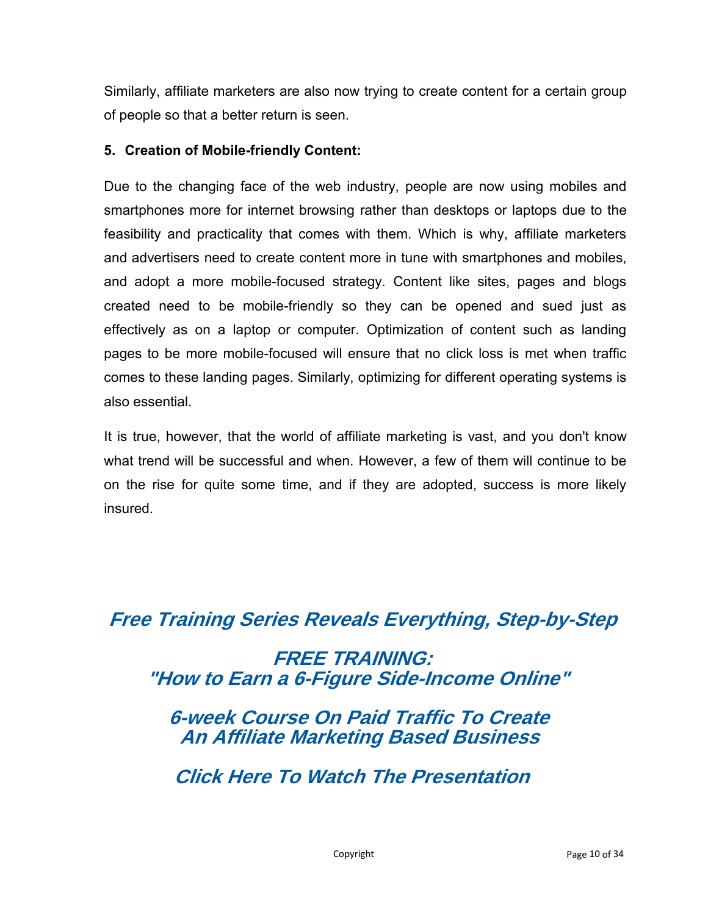Similarly, affiliate marketers are also now trying to create content for a certain group of people so that a better return is seen.

**5. Creation of Mobile-friendly Content:**

Due to the changing face of the web industry, people are now using mobiles and smartphones more for internet browsing rather than desktops or laptops due to the feasibility and practicality that comes with them. Which is why, affiliate marketers and advertisers need to create content more in tune with smartphones and mobiles, and adopt a more mobile-focused strategy. Content like sites, pages and blogs created need to be mobile-friendly so they can be opened and sued just as effectively as on a laptop or computer. Optimization of content such as landing pages to be more mobile-focused will ensure that no click loss is met when traffic comes to these landing pages. Similarly, optimizing for different operating systems is also essential.

It is true, however, that the world of affiliate marketing is vast, and you don't know what trend will be successful and when. However, a few of them will continue to be on the rise for quite some time, and if they are adopted, success is more likely insured.

***Free Training Series Reveals Everything, Step-by-Step***

***FREE TRAINING:***
***"How to Earn a 6-Figure Side-Income Online"***

***6-week Course On Paid Traffic To Create An Affiliate Marketing Based Business***

***Click Here To Watch The Presentation***

Copyright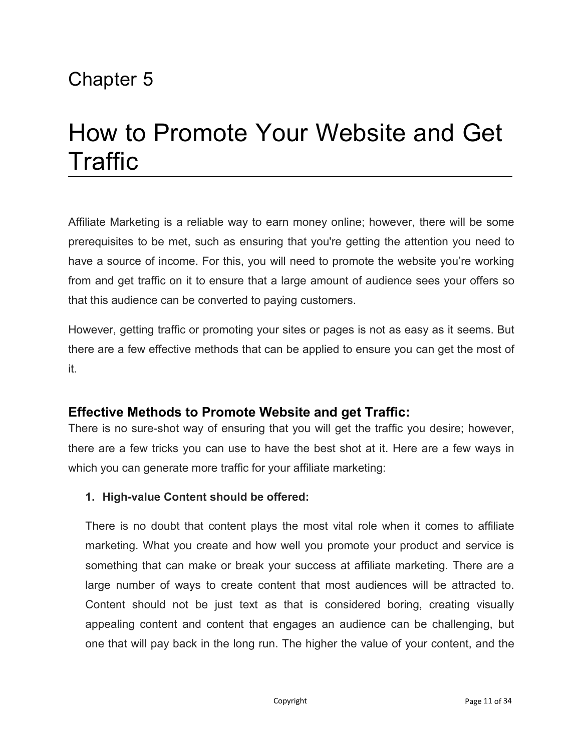Chapter 5

# How to Promote Your Website and Get Traffic

Affiliate Marketing is a reliable way to earn money online; however, there will be some prerequisites to be met, such as ensuring that you're getting the attention you need to have a source of income. For this, you will need to promote the website you're working from and get traffic on it to ensure that a large amount of audience sees your offers so that this audience can be converted to paying customers.

However, getting traffic or promoting your sites or pages is not as easy as it seems. But there are a few effective methods that can be applied to ensure you can get the most of it.

## Effective Methods to Promote Website and get Traffic:

There is no sure-shot way of ensuring that you will get the traffic you desire; however, there are a few tricks you can use to have the best shot at it. Here are a few ways in which you can generate more traffic for your affiliate marketing:

1. **High-value Content should be offered:**

   There is no doubt that content plays the most vital role when it comes to affiliate marketing. What you create and how well you promote your product and service is something that can make or break your success at affiliate marketing. There are a large number of ways to create content that most audiences will be attracted to. Content should not be just text as that is considered boring, creating visually appealing content and content that engages an audience can be challenging, but one that will pay back in the long run. The higher the value of your content, and the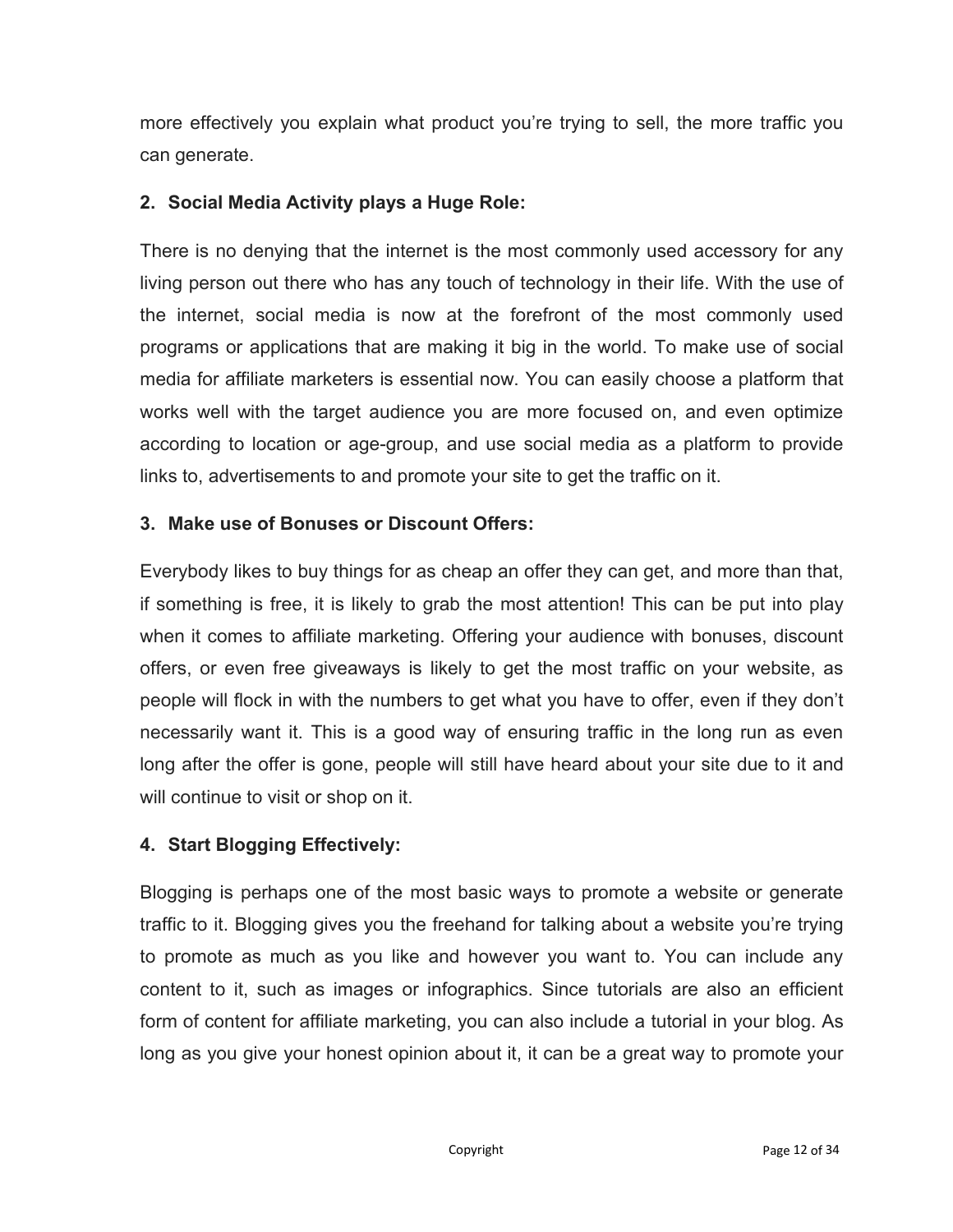more effectively you explain what product you're trying to sell, the more traffic you can generate.

**2. Social Media Activity plays a Huge Role:**

There is no denying that the internet is the most commonly used accessory for any living person out there who has any touch of technology in their life. With the use of the internet, social media is now at the forefront of the most commonly used programs or applications that are making it big in the world. To make use of social media for affiliate marketers is essential now. You can easily choose a platform that works well with the target audience you are more focused on, and even optimize according to location or age-group, and use social media as a platform to provide links to, advertisements to and promote your site to get the traffic on it.

**3. Make use of Bonuses or Discount Offers:**

Everybody likes to buy things for as cheap an offer they can get, and more than that, if something is free, it is likely to grab the most attention! This can be put into play when it comes to affiliate marketing. Offering your audience with bonuses, discount offers, or even free giveaways is likely to get the most traffic on your website, as people will flock in with the numbers to get what you have to offer, even if they don't necessarily want it. This is a good way of ensuring traffic in the long run as even long after the offer is gone, people will still have heard about your site due to it and will continue to visit or shop on it.

**4. Start Blogging Effectively:**

Blogging is perhaps one of the most basic ways to promote a website or generate traffic to it. Blogging gives you the freehand for talking about a website you're trying to promote as much as you like and however you want to. You can include any content to it, such as images or infographics. Since tutorials are also an efficient form of content for affiliate marketing, you can also include a tutorial in your blog. As long as you give your honest opinion about it, it can be a great way to promote your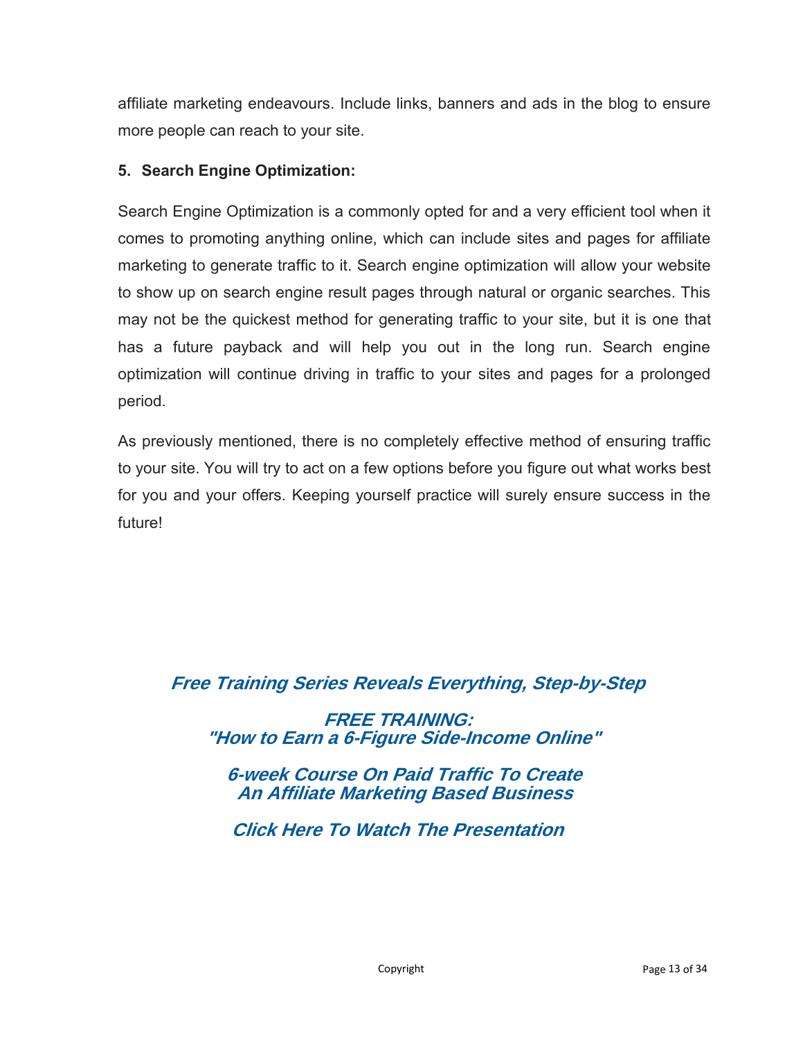affiliate marketing endeavours. Include links, banners and ads in the blog to ensure more people can reach to your site.

**5. Search Engine Optimization:**

Search Engine Optimization is a commonly opted for and a very efficient tool when it comes to promoting anything online, which can include sites and pages for affiliate marketing to generate traffic to it. Search engine optimization will allow your website to show up on search engine result pages through natural or organic searches. This may not be the quickest method for generating traffic to your site, but it is one that has a future payback and will help you out in the long run. Search engine optimization will continue driving in traffic to your sites and pages for a prolonged period.

As previously mentioned, there is no completely effective method of ensuring traffic to your site. You will try to act on a few options before you figure out what works best for you and your offers. Keeping yourself practice will surely ensure success in the future!

***Free Training Series Reveals Everything, Step-by-Step***

***FREE TRAINING:***
***"How to Earn a 6-Figure Side-Income Online"***

***6-week Course On Paid Traffic To Create***
***An Affiliate Marketing Based Business***

***Click Here To Watch The Presentation***

Copyright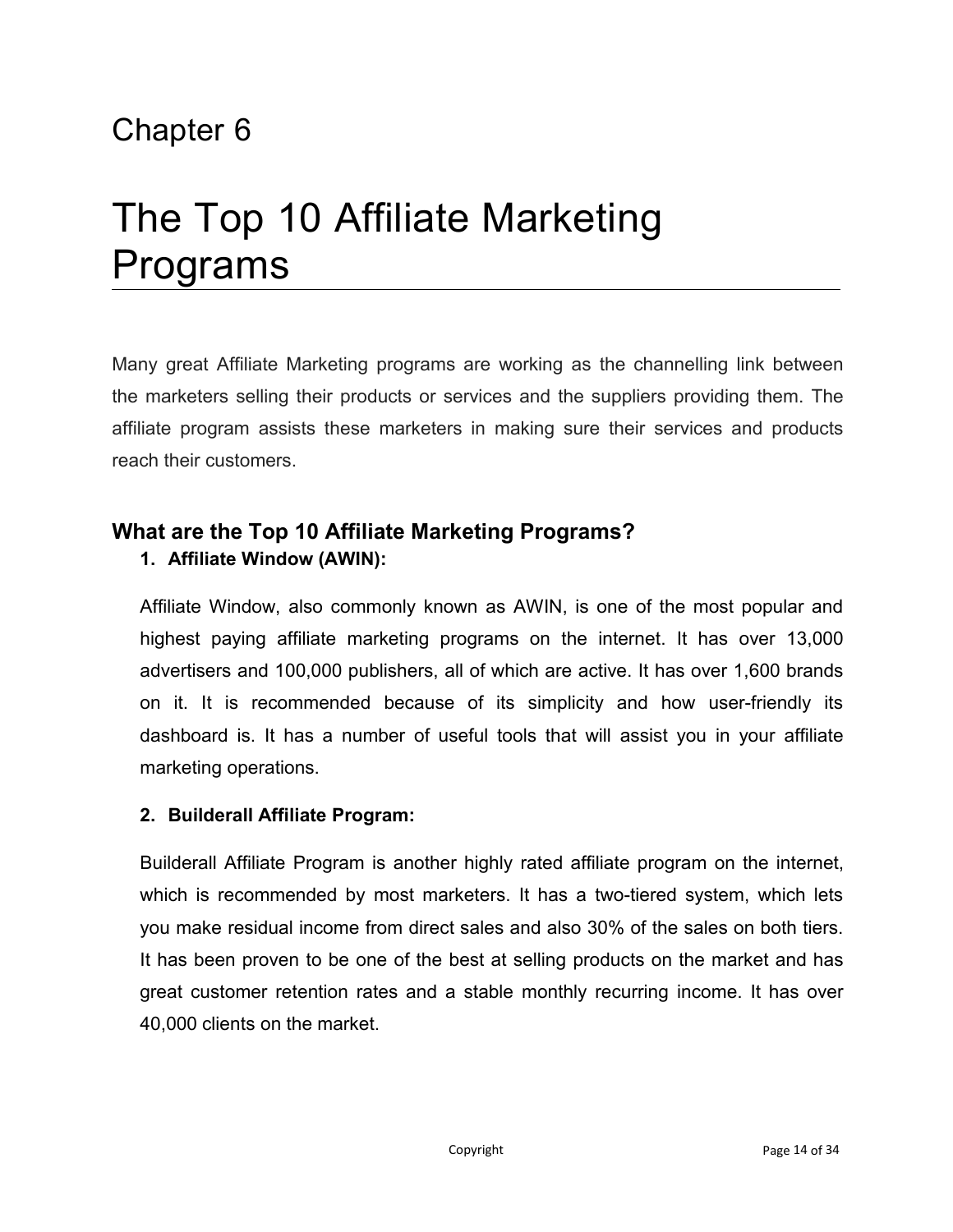Chapter 6

# The Top 10 Affiliate Marketing Programs

Many great Affiliate Marketing programs are working as the channelling link between the marketers selling their products or services and the suppliers providing them. The affiliate program assists these marketers in making sure their services and products reach their customers.

## What are the Top 10 Affiliate Marketing Programs?

1. **Affiliate Window (AWIN):**

   Affiliate Window, also commonly known as AWIN, is one of the most popular and highest paying affiliate marketing programs on the internet. It has over 13,000 advertisers and 100,000 publishers, all of which are active. It has over 1,600 brands on it. It is recommended because of its simplicity and how user-friendly its dashboard is. It has a number of useful tools that will assist you in your affiliate marketing operations.

2. **Builderall Affiliate Program:**

   Builderall Affiliate Program is another highly rated affiliate program on the internet, which is recommended by most marketers. It has a two-tiered system, which lets you make residual income from direct sales and also 30% of the sales on both tiers. It has been proven to be one of the best at selling products on the market and has great customer retention rates and a stable monthly recurring income. It has over 40,000 clients on the market.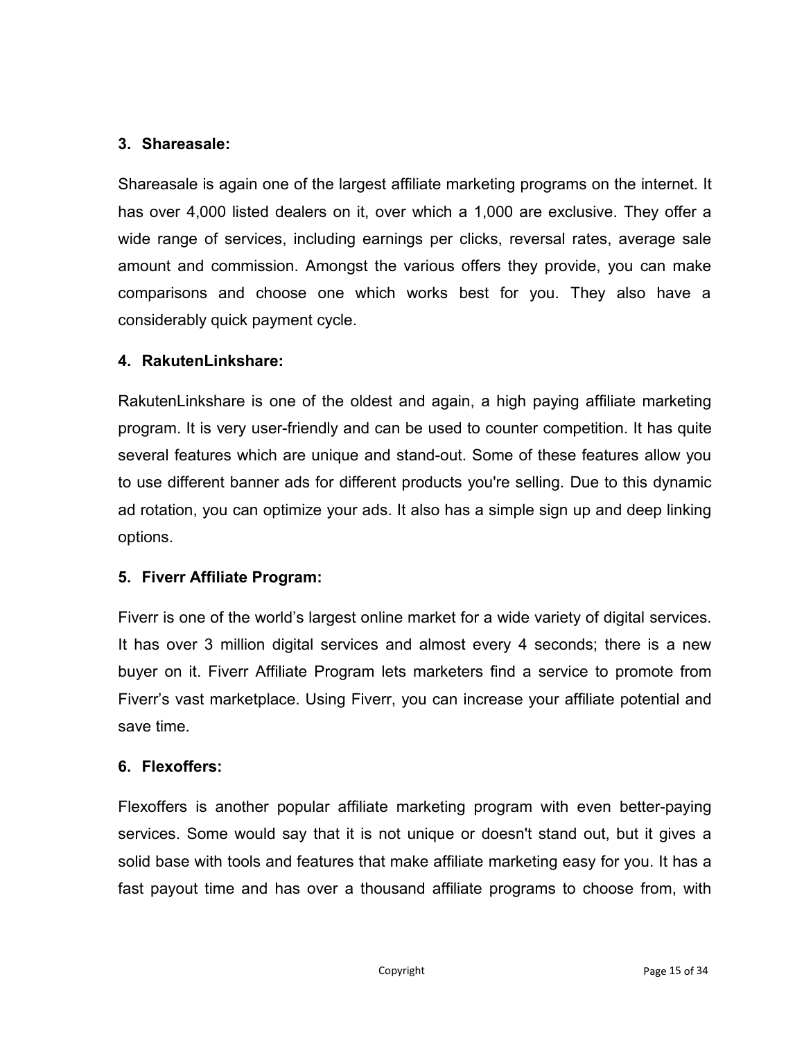3. **Shareasale:**

Shareasale is again one of the largest affiliate marketing programs on the internet. It has over 4,000 listed dealers on it, over which a 1,000 are exclusive. They offer a wide range of services, including earnings per clicks, reversal rates, average sale amount and commission. Amongst the various offers they provide, you can make comparisons and choose one which works best for you. They also have a considerably quick payment cycle.

4. **RakutenLinkshare:**

RakutenLinkshare is one of the oldest and again, a high paying affiliate marketing program. It is very user-friendly and can be used to counter competition. It has quite several features which are unique and stand-out. Some of these features allow you to use different banner ads for different products you're selling. Due to this dynamic ad rotation, you can optimize your ads. It also has a simple sign up and deep linking options.

5. **Fiverr Affiliate Program:**

Fiverr is one of the world's largest online market for a wide variety of digital services. It has over 3 million digital services and almost every 4 seconds; there is a new buyer on it. Fiverr Affiliate Program lets marketers find a service to promote from Fiverr's vast marketplace. Using Fiverr, you can increase your affiliate potential and save time.

6. **Flexoffers:**

Flexoffers is another popular affiliate marketing program with even better-paying services. Some would say that it is not unique or doesn't stand out, but it gives a solid base with tools and features that make affiliate marketing easy for you. It has a fast payout time and has over a thousand affiliate programs to choose from, with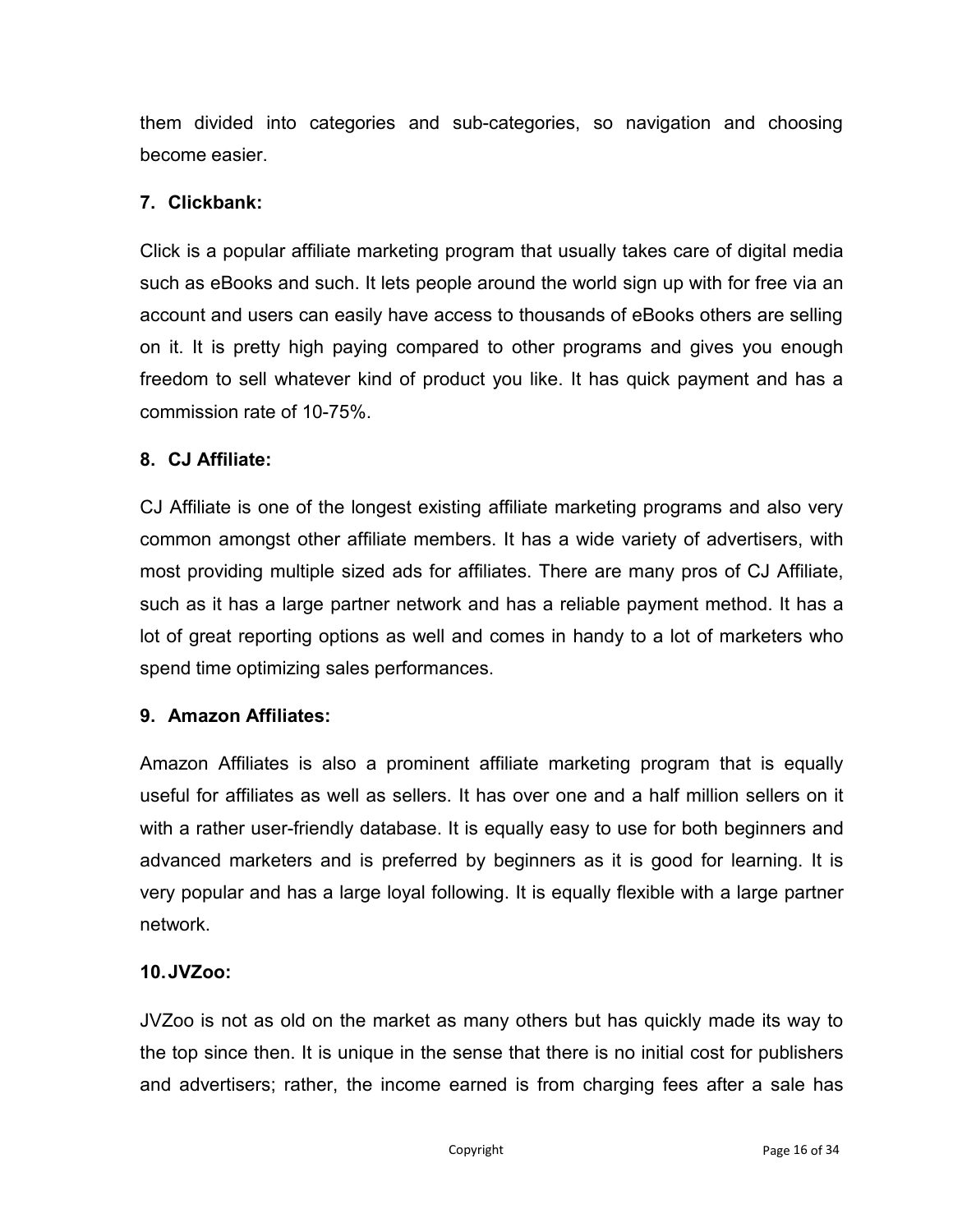them divided into categories and sub-categories, so navigation and choosing become easier.

**7. Clickbank:**

Click is a popular affiliate marketing program that usually takes care of digital media such as eBooks and such. It lets people around the world sign up with for free via an account and users can easily have access to thousands of eBooks others are selling on it. It is pretty high paying compared to other programs and gives you enough freedom to sell whatever kind of product you like. It has quick payment and has a commission rate of 10-75%.

**8. CJ Affiliate:**

CJ Affiliate is one of the longest existing affiliate marketing programs and also very common amongst other affiliate members. It has a wide variety of advertisers, with most providing multiple sized ads for affiliates. There are many pros of CJ Affiliate, such as it has a large partner network and has a reliable payment method. It has a lot of great reporting options as well and comes in handy to a lot of marketers who spend time optimizing sales performances.

**9. Amazon Affiliates:**

Amazon Affiliates is also a prominent affiliate marketing program that is equally useful for affiliates as well as sellers. It has over one and a half million sellers on it with a rather user-friendly database. It is equally easy to use for both beginners and advanced marketers and is preferred by beginners as it is good for learning. It is very popular and has a large loyal following. It is equally flexible with a large partner network.

**10. JVZoo:**

JVZoo is not as old on the market as many others but has quickly made its way to the top since then. It is unique in the sense that there is no initial cost for publishers and advertisers; rather, the income earned is from charging fees after a sale has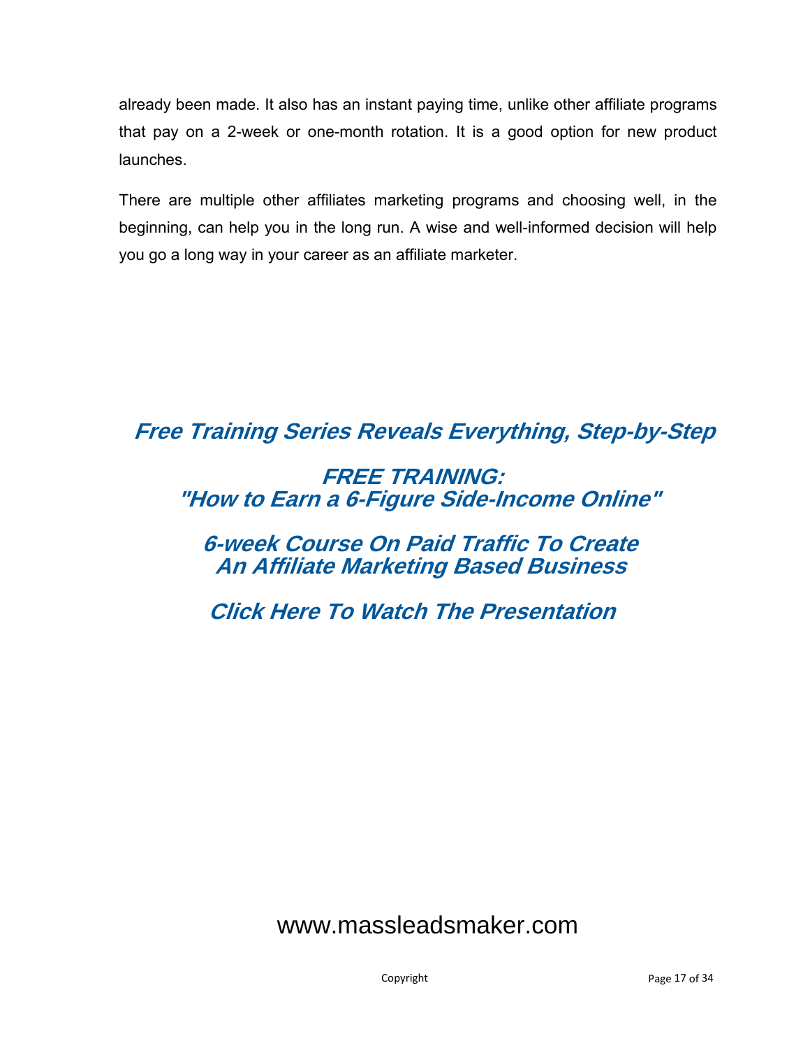already been made. It also has an instant paying time, unlike other affiliate programs that pay on a 2-week or one-month rotation. It is a good option for new product launches.

There are multiple other affiliates marketing programs and choosing well, in the beginning, can help you in the long run. A wise and well-informed decision will help you go a long way in your career as an affiliate marketer.

***Free Training Series Reveals Everything, Step-by-Step***

***FREE TRAINING:***
***"How to Earn a 6-Figure Side-Income Online"***

***6-week Course On Paid Traffic To Create***
***An Affiliate Marketing Based Business***

***Click Here To Watch The Presentation***

www.massleadsmaker.com

Copyright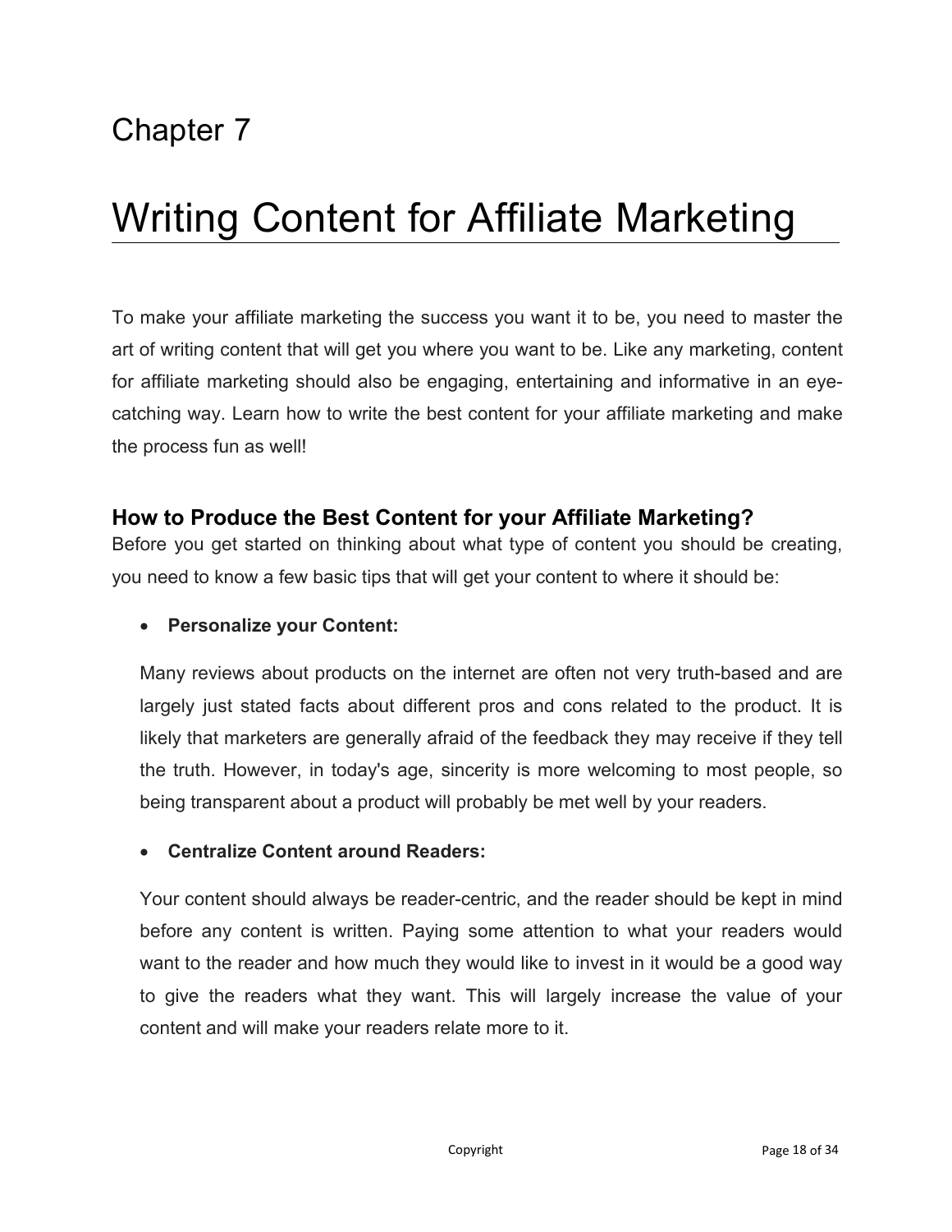Chapter 7

# Writing Content for Affiliate Marketing

To make your affiliate marketing the success you want it to be, you need to master the art of writing content that will get you where you want to be. Like any marketing, content for affiliate marketing should also be engaging, entertaining and informative in an eye-catching way. Learn how to write the best content for your affiliate marketing and make the process fun as well!

## How to Produce the Best Content for your Affiliate Marketing?

Before you get started on thinking about what type of content you should be creating, you need to know a few basic tips that will get your content to where it should be:

- **Personalize your Content:**

  Many reviews about products on the internet are often not very truth-based and are largely just stated facts about different pros and cons related to the product. It is likely that marketers are generally afraid of the feedback they may receive if they tell the truth. However, in today's age, sincerity is more welcoming to most people, so being transparent about a product will probably be met well by your readers.

- **Centralize Content around Readers:**

  Your content should always be reader-centric, and the reader should be kept in mind before any content is written. Paying some attention to what your readers would want to the reader and how much they would like to invest in it would be a good way to give the readers what they want. This will largely increase the value of your content and will make your readers relate more to it.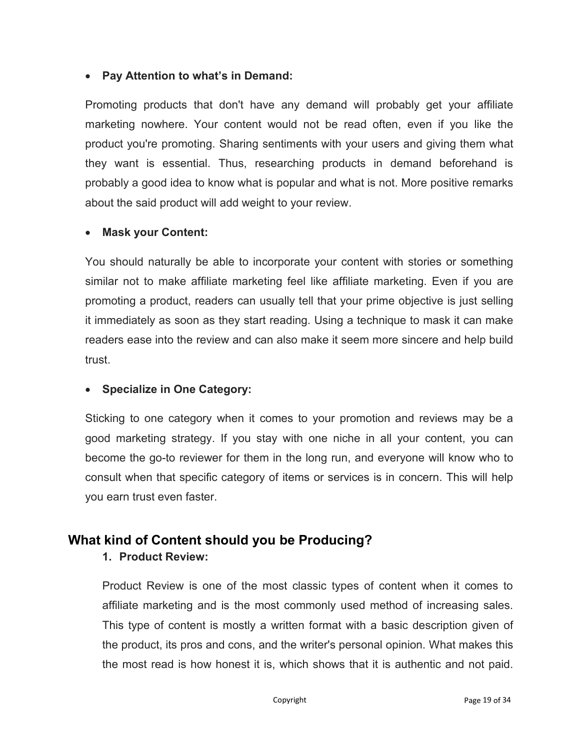- **Pay Attention to what's in Demand:**

Promoting products that don't have any demand will probably get your affiliate marketing nowhere. Your content would not be read often, even if you like the product you're promoting. Sharing sentiments with your users and giving them what they want is essential. Thus, researching products in demand beforehand is probably a good idea to know what is popular and what is not. More positive remarks about the said product will add weight to your review.

- **Mask your Content:**

You should naturally be able to incorporate your content with stories or something similar not to make affiliate marketing feel like affiliate marketing. Even if you are promoting a product, readers can usually tell that your prime objective is just selling it immediately as soon as they start reading. Using a technique to mask it can make readers ease into the review and can also make it seem more sincere and help build trust.

- **Specialize in One Category:**

Sticking to one category when it comes to your promotion and reviews may be a good marketing strategy. If you stay with one niche in all your content, you can become the go-to reviewer for them in the long run, and everyone will know who to consult when that specific category of items or services is in concern. This will help you earn trust even faster.

## What kind of Content should you be Producing?

1. **Product Review:**

Product Review is one of the most classic types of content when it comes to affiliate marketing and is the most commonly used method of increasing sales. This type of content is mostly a written format with a basic description given of the product, its pros and cons, and the writer's personal opinion. What makes this the most read is how honest it is, which shows that it is authentic and not paid.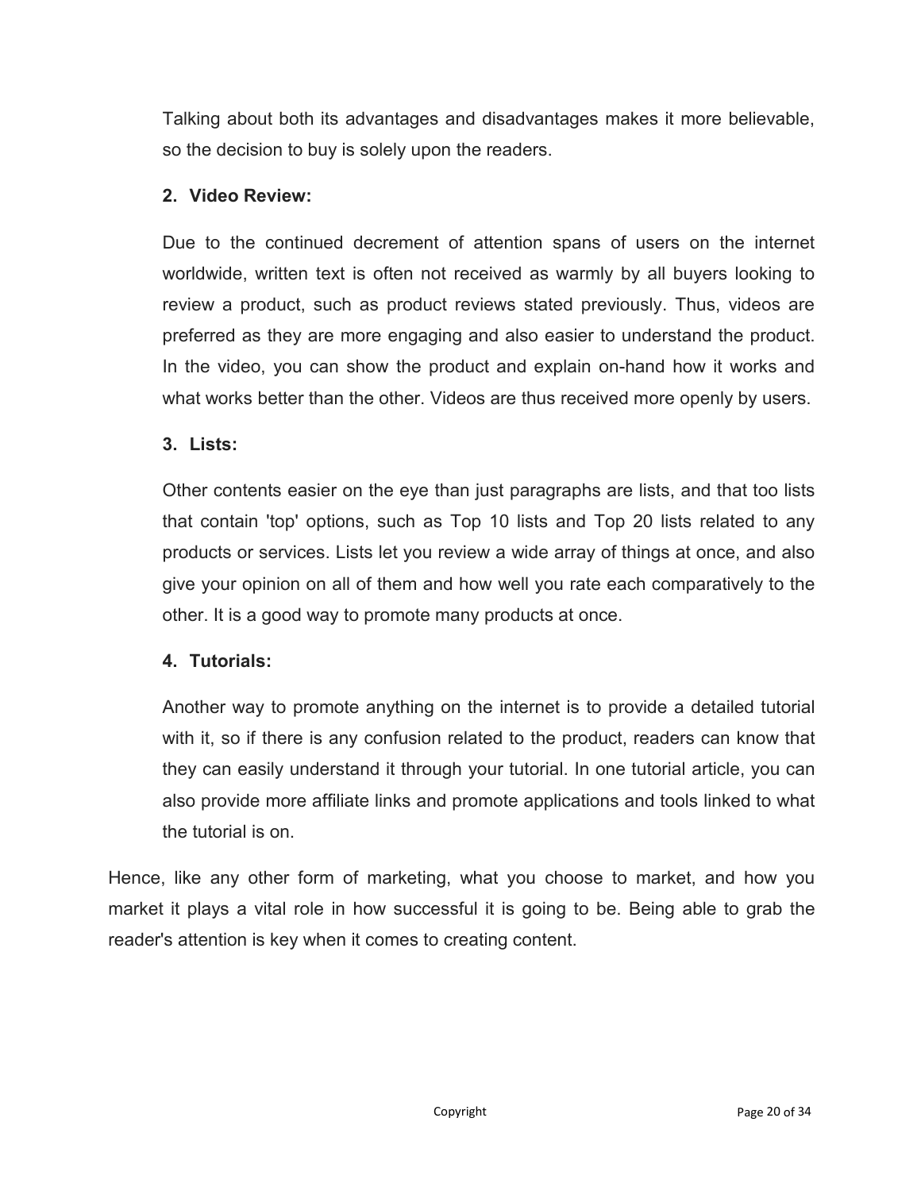Talking about both its advantages and disadvantages makes it more believable, so the decision to buy is solely upon the readers.

2. **Video Review:**

   Due to the continued decrement of attention spans of users on the internet worldwide, written text is often not received as warmly by all buyers looking to review a product, such as product reviews stated previously. Thus, videos are preferred as they are more engaging and also easier to understand the product. In the video, you can show the product and explain on-hand how it works and what works better than the other. Videos are thus received more openly by users.

3. **Lists:**

   Other contents easier on the eye than just paragraphs are lists, and that too lists that contain 'top' options, such as Top 10 lists and Top 20 lists related to any products or services. Lists let you review a wide array of things at once, and also give your opinion on all of them and how well you rate each comparatively to the other. It is a good way to promote many products at once.

4. **Tutorials:**

   Another way to promote anything on the internet is to provide a detailed tutorial with it, so if there is any confusion related to the product, readers can know that they can easily understand it through your tutorial. In one tutorial article, you can also provide more affiliate links and promote applications and tools linked to what the tutorial is on.

Hence, like any other form of marketing, what you choose to market, and how you market it plays a vital role in how successful it is going to be. Being able to grab the reader's attention is key when it comes to creating content.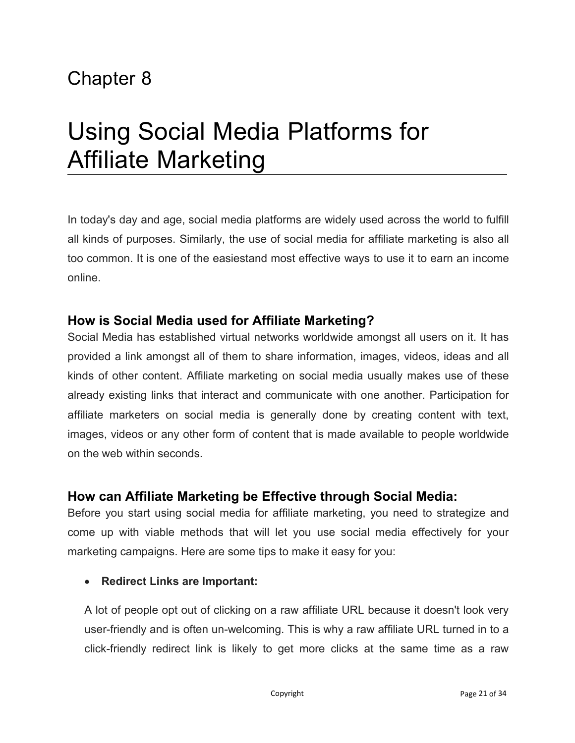# Chapter 8

# Using Social Media Platforms for Affiliate Marketing

In today's day and age, social media platforms are widely used across the world to fulfill all kinds of purposes. Similarly, the use of social media for affiliate marketing is also all too common. It is one of the easiestand most effective ways to use it to earn an income online.

### How is Social Media used for Affiliate Marketing?

Social Media has established virtual networks worldwide amongst all users on it. It has provided a link amongst all of them to share information, images, videos, ideas and all kinds of other content. Affiliate marketing on social media usually makes use of these already existing links that interact and communicate with one another. Participation for affiliate marketers on social media is generally done by creating content with text, images, videos or any other form of content that is made available to people worldwide on the web within seconds.

### How can Affiliate Marketing be Effective through Social Media:

Before you start using social media for affiliate marketing, you need to strategize and come up with viable methods that will let you use social media effectively for your marketing campaigns. Here are some tips to make it easy for you:

- **Redirect Links are Important:**

A lot of people opt out of clicking on a raw affiliate URL because it doesn't look very user-friendly and is often un-welcoming. This is why a raw affiliate URL turned in to a click-friendly redirect link is likely to get more clicks at the same time as a raw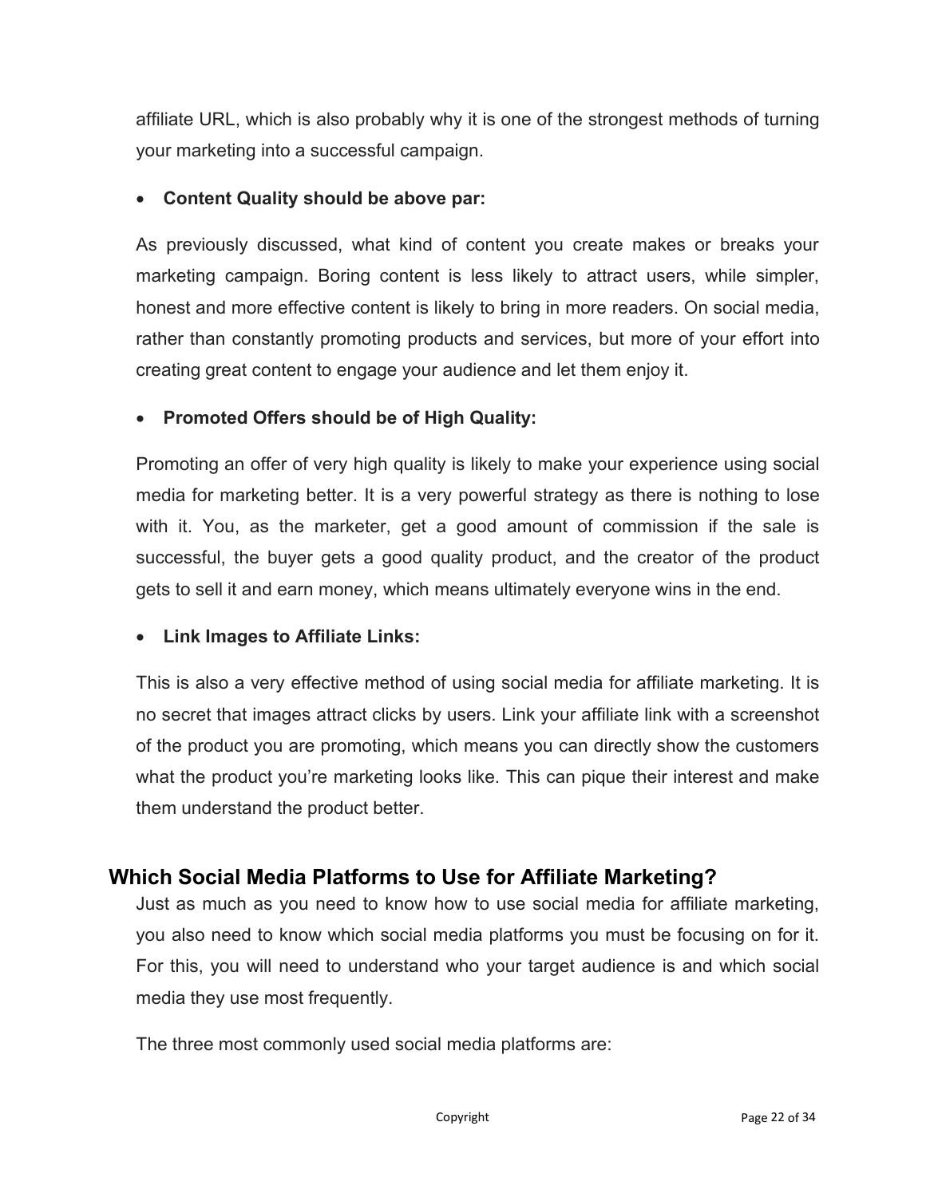affiliate URL, which is also probably why it is one of the strongest methods of turning your marketing into a successful campaign.

- **Content Quality should be above par:**

As previously discussed, what kind of content you create makes or breaks your marketing campaign. Boring content is less likely to attract users, while simpler, honest and more effective content is likely to bring in more readers. On social media, rather than constantly promoting products and services, but more of your effort into creating great content to engage your audience and let them enjoy it.

- **Promoted Offers should be of High Quality:**

Promoting an offer of very high quality is likely to make your experience using social media for marketing better. It is a very powerful strategy as there is nothing to lose with it. You, as the marketer, get a good amount of commission if the sale is successful, the buyer gets a good quality product, and the creator of the product gets to sell it and earn money, which means ultimately everyone wins in the end.

- **Link Images to Affiliate Links:**

This is also a very effective method of using social media for affiliate marketing. It is no secret that images attract clicks by users. Link your affiliate link with a screenshot of the product you are promoting, which means you can directly show the customers what the product you're marketing looks like. This can pique their interest and make them understand the product better.

## Which Social Media Platforms to Use for Affiliate Marketing?

Just as much as you need to know how to use social media for affiliate marketing, you also need to know which social media platforms you must be focusing on for it. For this, you will need to understand who your target audience is and which social media they use most frequently.

The three most commonly used social media platforms are: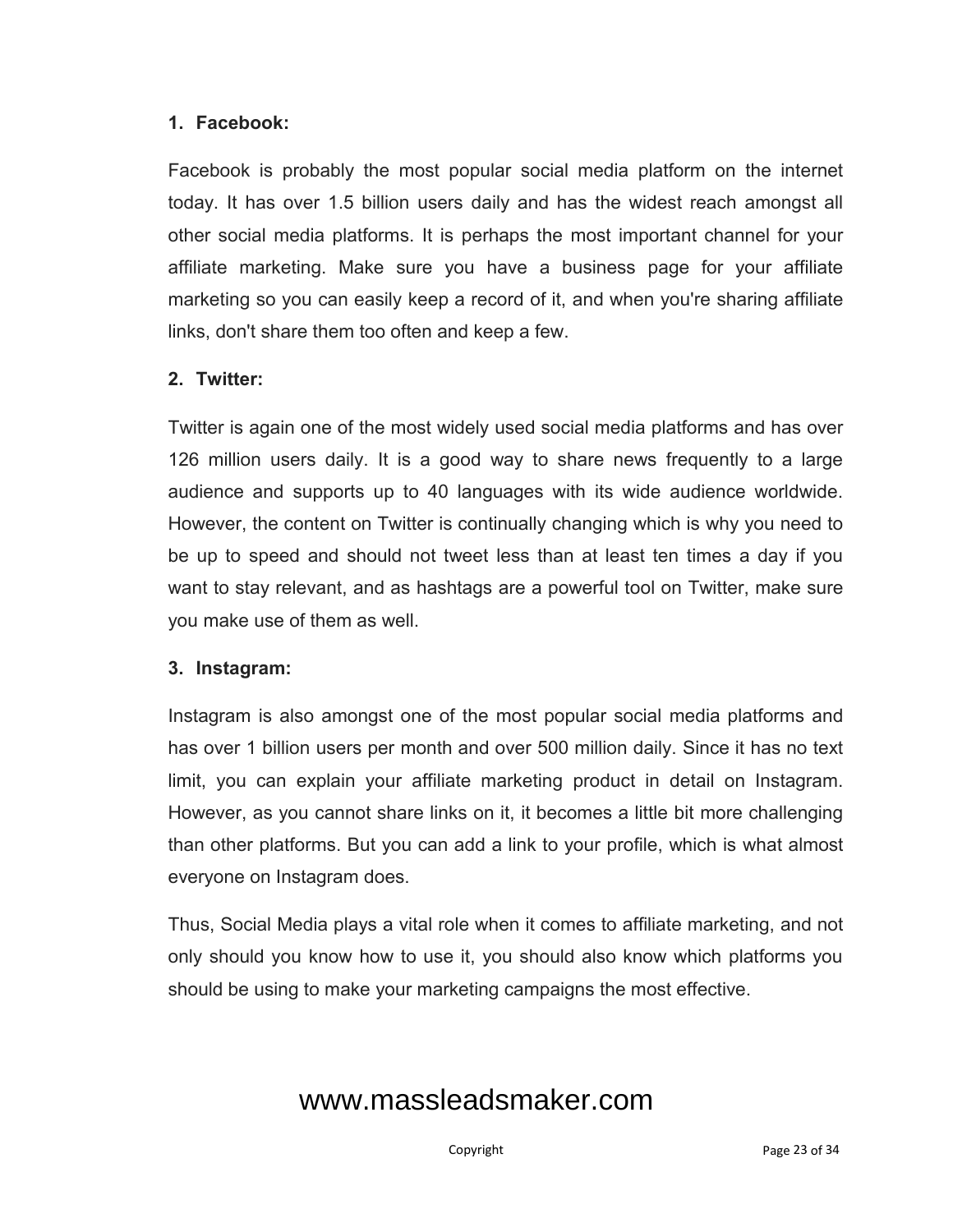1. **Facebook:**

Facebook is probably the most popular social media platform on the internet today. It has over 1.5 billion users daily and has the widest reach amongst all other social media platforms. It is perhaps the most important channel for your affiliate marketing. Make sure you have a business page for your affiliate marketing so you can easily keep a record of it, and when you're sharing affiliate links, don't share them too often and keep a few.

2. **Twitter:**

Twitter is again one of the most widely used social media platforms and has over 126 million users daily. It is a good way to share news frequently to a large audience and supports up to 40 languages with its wide audience worldwide. However, the content on Twitter is continually changing which is why you need to be up to speed and should not tweet less than at least ten times a day if you want to stay relevant, and as hashtags are a powerful tool on Twitter, make sure you make use of them as well.

3. **Instagram:**

Instagram is also amongst one of the most popular social media platforms and has over 1 billion users per month and over 500 million daily. Since it has no text limit, you can explain your affiliate marketing product in detail on Instagram. However, as you cannot share links on it, it becomes a little bit more challenging than other platforms. But you can add a link to your profile, which is what almost everyone on Instagram does.

Thus, Social Media plays a vital role when it comes to affiliate marketing, and not only should you know how to use it, you should also know which platforms you should be using to make your marketing campaigns the most effective.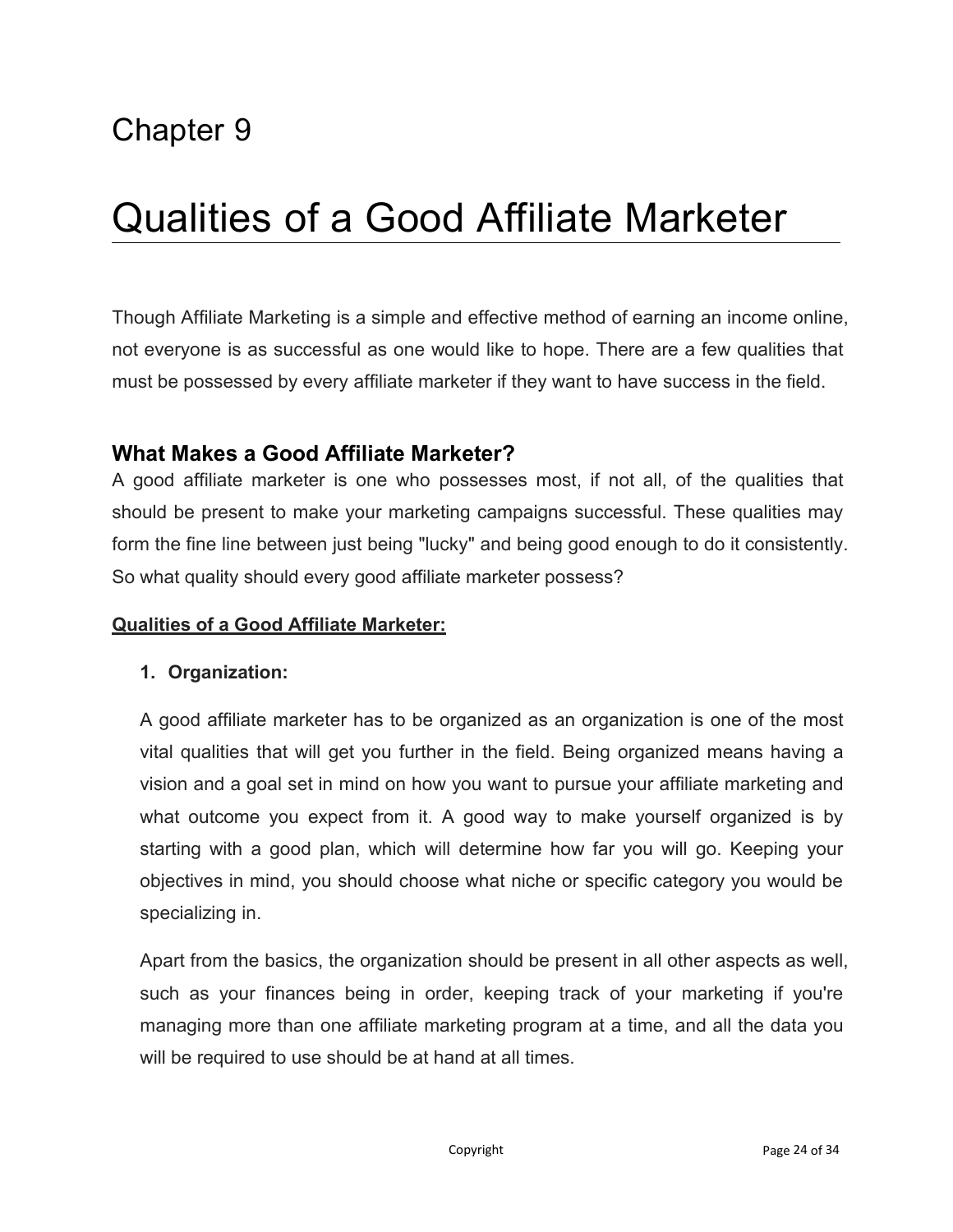# Chapter 9

# Qualities of a Good Affiliate Marketer

Though Affiliate Marketing is a simple and effective method of earning an income online, not everyone is as successful as one would like to hope. There are a few qualities that must be possessed by every affiliate marketer if they want to have success in the field.

## What Makes a Good Affiliate Marketer?

A good affiliate marketer is one who possesses most, if not all, of the qualities that should be present to make your marketing campaigns successful. These qualities may form the fine line between just being "lucky" and being good enough to do it consistently. So what quality should every good affiliate marketer possess?

**Qualities of a Good Affiliate Marketer:**

1. **Organization:**

   A good affiliate marketer has to be organized as an organization is one of the most vital qualities that will get you further in the field. Being organized means having a vision and a goal set in mind on how you want to pursue your affiliate marketing and what outcome you expect from it. A good way to make yourself organized is by starting with a good plan, which will determine how far you will go. Keeping your objectives in mind, you should choose what niche or specific category you would be specializing in.

   Apart from the basics, the organization should be present in all other aspects as well, such as your finances being in order, keeping track of your marketing if you're managing more than one affiliate marketing program at a time, and all the data you will be required to use should be at hand at all times.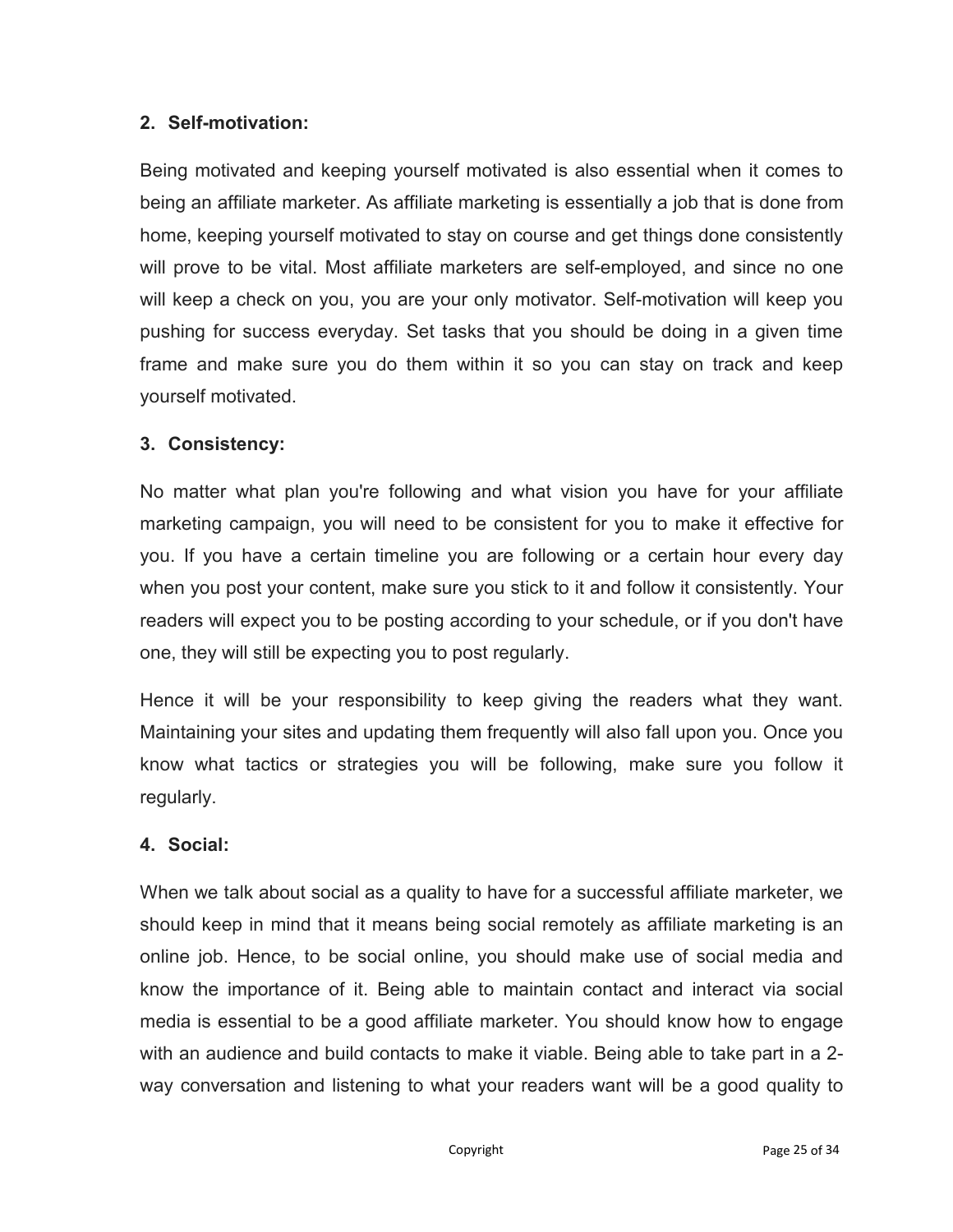**2. Self-motivation:**

Being motivated and keeping yourself motivated is also essential when it comes to being an affiliate marketer. As affiliate marketing is essentially a job that is done from home, keeping yourself motivated to stay on course and get things done consistently will prove to be vital. Most affiliate marketers are self-employed, and since no one will keep a check on you, you are your only motivator. Self-motivation will keep you pushing for success everyday. Set tasks that you should be doing in a given time frame and make sure you do them within it so you can stay on track and keep yourself motivated.

**3. Consistency:**

No matter what plan you're following and what vision you have for your affiliate marketing campaign, you will need to be consistent for you to make it effective for you. If you have a certain timeline you are following or a certain hour every day when you post your content, make sure you stick to it and follow it consistently. Your readers will expect you to be posting according to your schedule, or if you don't have one, they will still be expecting you to post regularly.

Hence it will be your responsibility to keep giving the readers what they want. Maintaining your sites and updating them frequently will also fall upon you. Once you know what tactics or strategies you will be following, make sure you follow it regularly.

**4. Social:**

When we talk about social as a quality to have for a successful affiliate marketer, we should keep in mind that it means being social remotely as affiliate marketing is an online job. Hence, to be social online, you should make use of social media and know the importance of it. Being able to maintain contact and interact via social media is essential to be a good affiliate marketer. You should know how to engage with an audience and build contacts to make it viable. Being able to take part in a 2-way conversation and listening to what your readers want will be a good quality to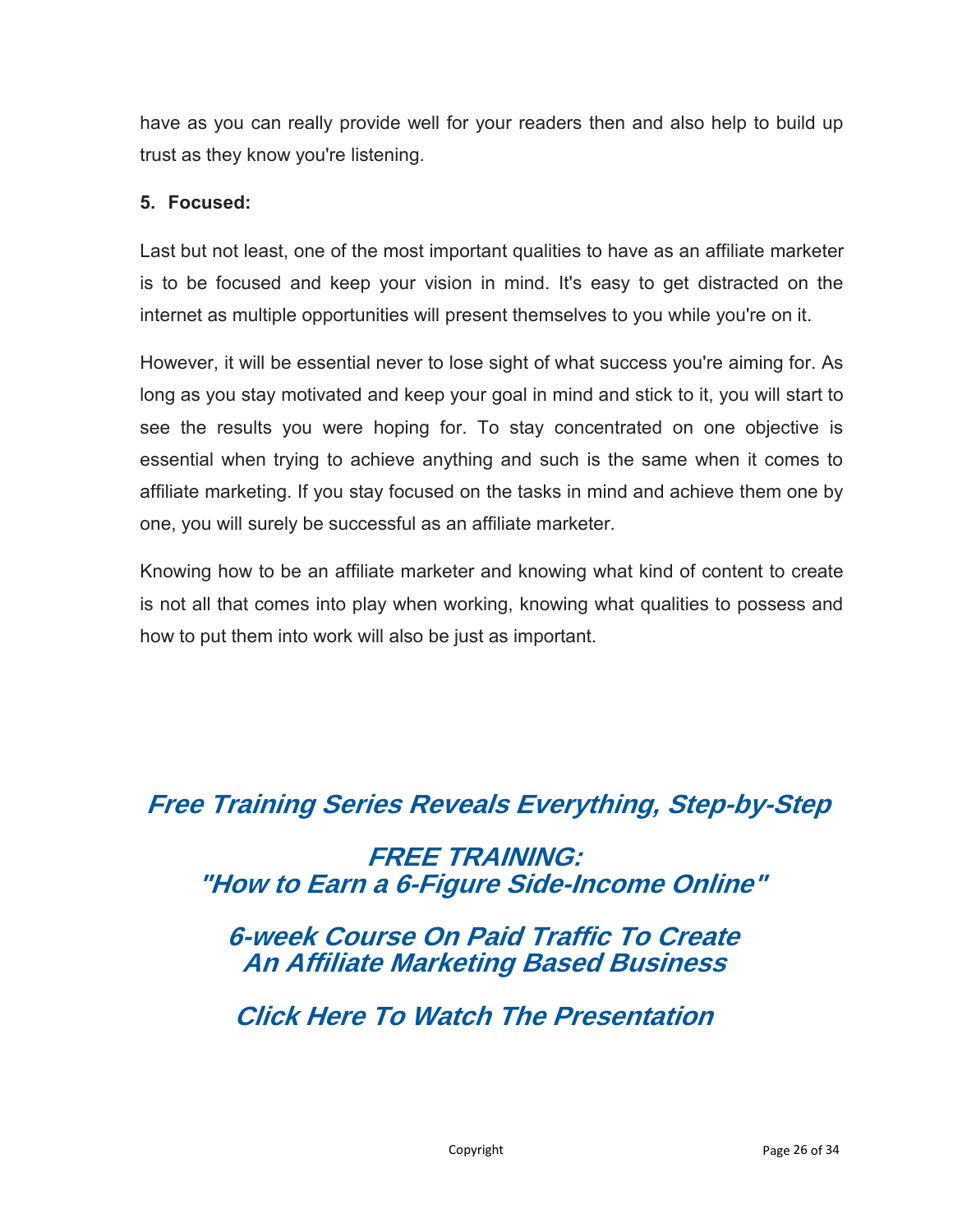have as you can really provide well for your readers then and also help to build up trust as they know you're listening.

**5. Focused:**

Last but not least, one of the most important qualities to have as an affiliate marketer is to be focused and keep your vision in mind. It's easy to get distracted on the internet as multiple opportunities will present themselves to you while you're on it.

However, it will be essential never to lose sight of what success you're aiming for. As long as you stay motivated and keep your goal in mind and stick to it, you will start to see the results you were hoping for. To stay concentrated on one objective is essential when trying to achieve anything and such is the same when it comes to affiliate marketing. If you stay focused on the tasks in mind and achieve them one by one, you will surely be successful as an affiliate marketer.

Knowing how to be an affiliate marketer and knowing what kind of content to create is not all that comes into play when working, knowing what qualities to possess and how to put them into work will also be just as important.

***Free Training Series Reveals Everything, Step-by-Step***

***FREE TRAINING:***
***"How to Earn a 6-Figure Side-Income Online"***

***6-week Course On Paid Traffic To Create***
***An Affiliate Marketing Based Business***

***Click Here To Watch The Presentation***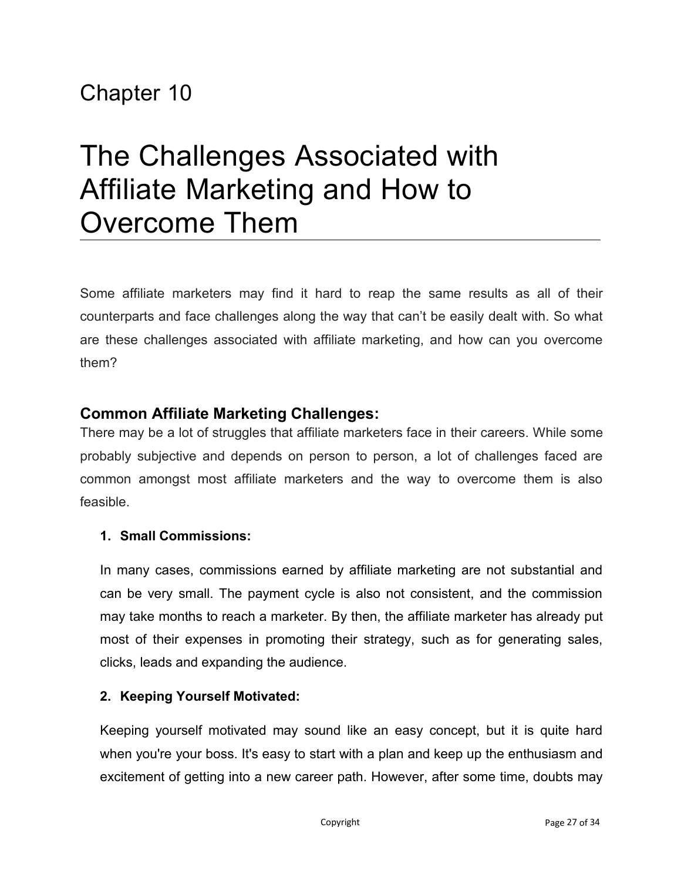Chapter 10

# The Challenges Associated with Affiliate Marketing and How to Overcome Them

Some affiliate marketers may find it hard to reap the same results as all of their counterparts and face challenges along the way that can't be easily dealt with. So what are these challenges associated with affiliate marketing, and how can you overcome them?

### Common Affiliate Marketing Challenges:

There may be a lot of struggles that affiliate marketers face in their careers. While some probably subjective and depends on person to person, a lot of challenges faced are common amongst most affiliate marketers and the way to overcome them is also feasible.

1. **Small Commissions:**

   In many cases, commissions earned by affiliate marketing are not substantial and can be very small. The payment cycle is also not consistent, and the commission may take months to reach a marketer. By then, the affiliate marketer has already put most of their expenses in promoting their strategy, such as for generating sales, clicks, leads and expanding the audience.

2. **Keeping Yourself Motivated:**

   Keeping yourself motivated may sound like an easy concept, but it is quite hard when you're your boss. It's easy to start with a plan and keep up the enthusiasm and excitement of getting into a new career path. However, after some time, doubts may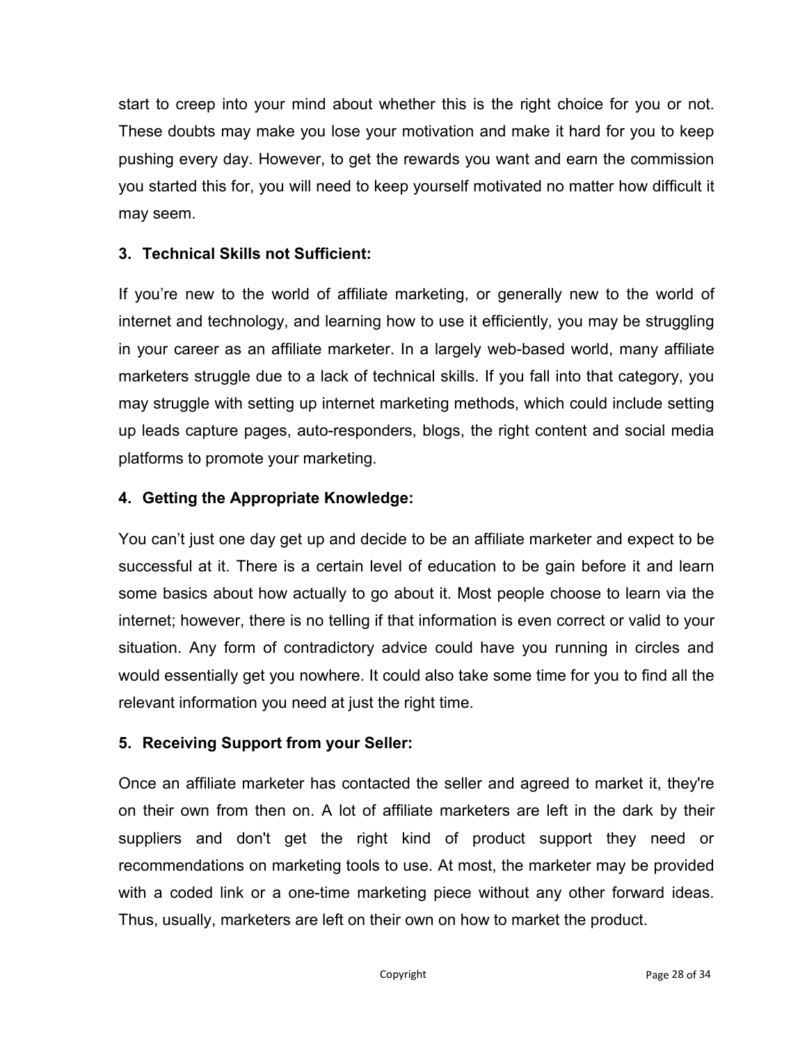start to creep into your mind about whether this is the right choice for you or not. These doubts may make you lose your motivation and make it hard for you to keep pushing every day. However, to get the rewards you want and earn the commission you started this for, you will need to keep yourself motivated no matter how difficult it may seem.

**3. Technical Skills not Sufficient:**

If you're new to the world of affiliate marketing, or generally new to the world of internet and technology, and learning how to use it efficiently, you may be struggling in your career as an affiliate marketer. In a largely web-based world, many affiliate marketers struggle due to a lack of technical skills. If you fall into that category, you may struggle with setting up internet marketing methods, which could include setting up leads capture pages, auto-responders, blogs, the right content and social media platforms to promote your marketing.

**4. Getting the Appropriate Knowledge:**

You can't just one day get up and decide to be an affiliate marketer and expect to be successful at it. There is a certain level of education to be gain before it and learn some basics about how actually to go about it. Most people choose to learn via the internet; however, there is no telling if that information is even correct or valid to your situation. Any form of contradictory advice could have you running in circles and would essentially get you nowhere. It could also take some time for you to find all the relevant information you need at just the right time.

**5. Receiving Support from your Seller:**

Once an affiliate marketer has contacted the seller and agreed to market it, they're on their own from then on. A lot of affiliate marketers are left in the dark by their suppliers and don't get the right kind of product support they need or recommendations on marketing tools to use. At most, the marketer may be provided with a coded link or a one-time marketing piece without any other forward ideas. Thus, usually, marketers are left on their own on how to market the product.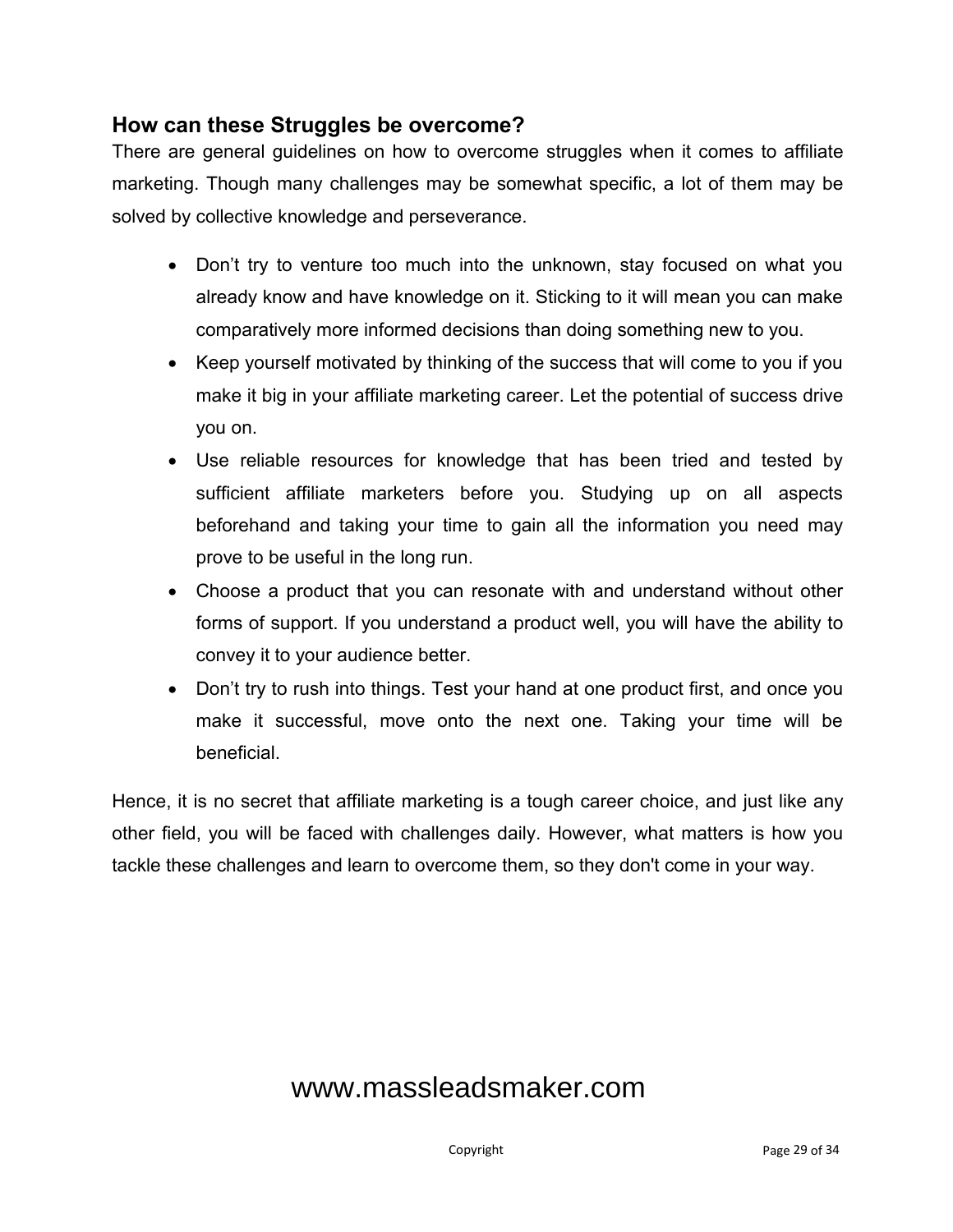## How can these Struggles be overcome?

There are general guidelines on how to overcome struggles when it comes to affiliate marketing. Though many challenges may be somewhat specific, a lot of them may be solved by collective knowledge and perseverance.

- Don’t try to venture too much into the unknown, stay focused on what you already know and have knowledge on it. Sticking to it will mean you can make comparatively more informed decisions than doing something new to you.
- Keep yourself motivated by thinking of the success that will come to you if you make it big in your affiliate marketing career. Let the potential of success drive you on.
- Use reliable resources for knowledge that has been tried and tested by sufficient affiliate marketers before you. Studying up on all aspects beforehand and taking your time to gain all the information you need may prove to be useful in the long run.
- Choose a product that you can resonate with and understand without other forms of support. If you understand a product well, you will have the ability to convey it to your audience better.
- Don’t try to rush into things. Test your hand at one product first, and once you make it successful, move onto the next one. Taking your time will be beneficial.

Hence, it is no secret that affiliate marketing is a tough career choice, and just like any other field, you will be faced with challenges daily. However, what matters is how you tackle these challenges and learn to overcome them, so they don't come in your way.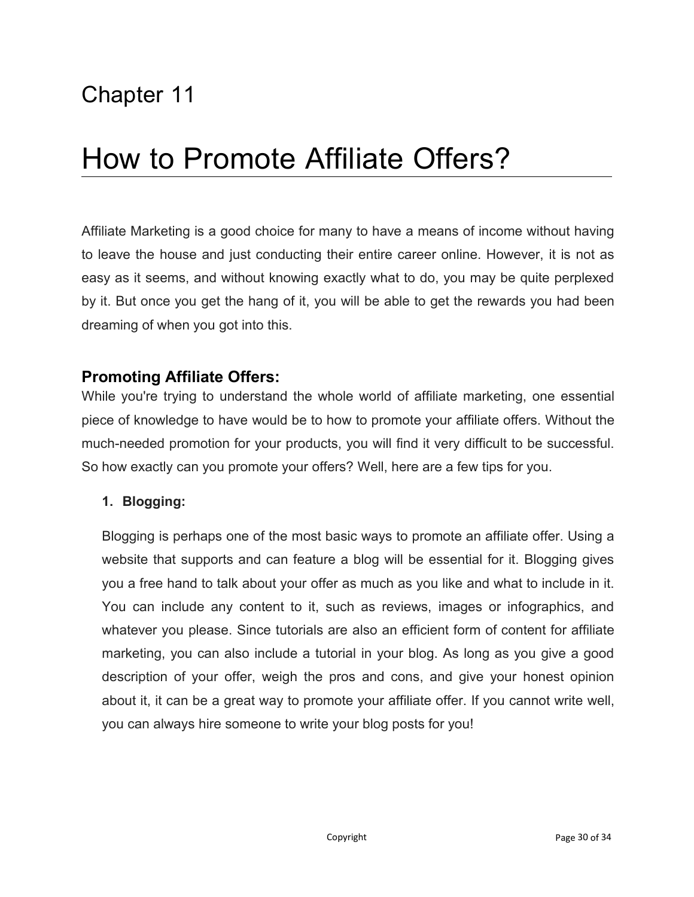# Chapter 11

# How to Promote Affiliate Offers?

Affiliate Marketing is a good choice for many to have a means of income without having to leave the house and just conducting their entire career online. However, it is not as easy as it seems, and without knowing exactly what to do, you may be quite perplexed by it. But once you get the hang of it, you will be able to get the rewards you had been dreaming of when you got into this.

## Promoting Affiliate Offers:

While you're trying to understand the whole world of affiliate marketing, one essential piece of knowledge to have would be to how to promote your affiliate offers. Without the much-needed promotion for your products, you will find it very difficult to be successful. So how exactly can you promote your offers? Well, here are a few tips for you.

1. **Blogging:**

   Blogging is perhaps one of the most basic ways to promote an affiliate offer. Using a website that supports and can feature a blog will be essential for it. Blogging gives you a free hand to talk about your offer as much as you like and what to include in it. You can include any content to it, such as reviews, images or infographics, and whatever you please. Since tutorials are also an efficient form of content for affiliate marketing, you can also include a tutorial in your blog. As long as you give a good description of your offer, weigh the pros and cons, and give your honest opinion about it, it can be a great way to promote your affiliate offer. If you cannot write well, you can always hire someone to write your blog posts for you!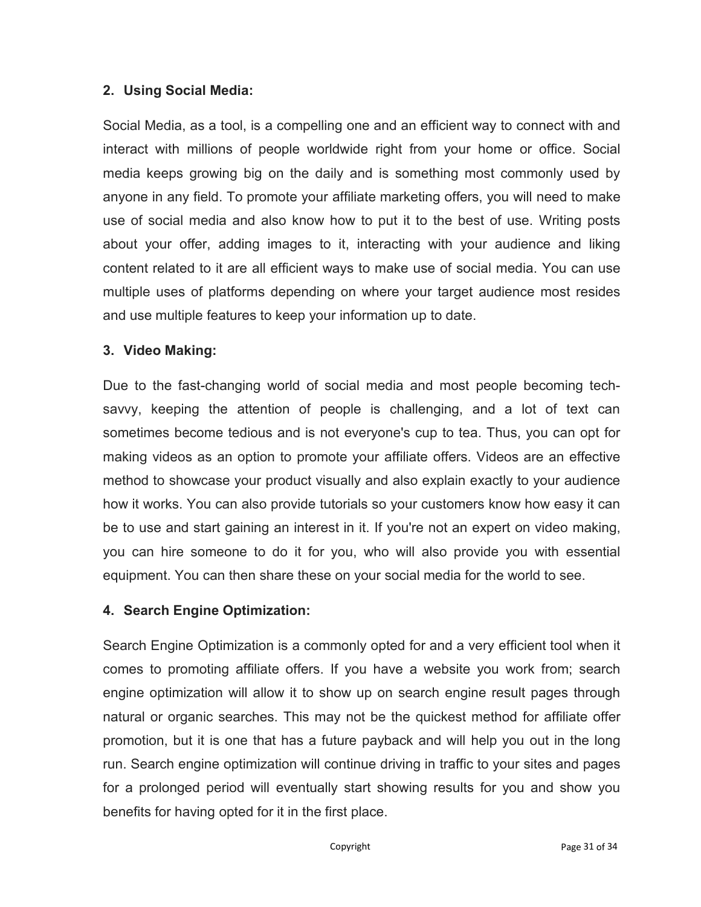**2. Using Social Media:**

Social Media, as a tool, is a compelling one and an efficient way to connect with and interact with millions of people worldwide right from your home or office. Social media keeps growing big on the daily and is something most commonly used by anyone in any field. To promote your affiliate marketing offers, you will need to make use of social media and also know how to put it to the best of use. Writing posts about your offer, adding images to it, interacting with your audience and liking content related to it are all efficient ways to make use of social media. You can use multiple uses of platforms depending on where your target audience most resides and use multiple features to keep your information up to date.

**3. Video Making:**

Due to the fast-changing world of social media and most people becoming tech-savvy, keeping the attention of people is challenging, and a lot of text can sometimes become tedious and is not everyone's cup to tea. Thus, you can opt for making videos as an option to promote your affiliate offers. Videos are an effective method to showcase your product visually and also explain exactly to your audience how it works. You can also provide tutorials so your customers know how easy it can be to use and start gaining an interest in it. If you're not an expert on video making, you can hire someone to do it for you, who will also provide you with essential equipment. You can then share these on your social media for the world to see.

**4. Search Engine Optimization:**

Search Engine Optimization is a commonly opted for and a very efficient tool when it comes to promoting affiliate offers. If you have a website you work from; search engine optimization will allow it to show up on search engine result pages through natural or organic searches. This may not be the quickest method for affiliate offer promotion, but it is one that has a future payback and will help you out in the long run. Search engine optimization will continue driving in traffic to your sites and pages for a prolonged period will eventually start showing results for you and show you benefits for having opted for it in the first place.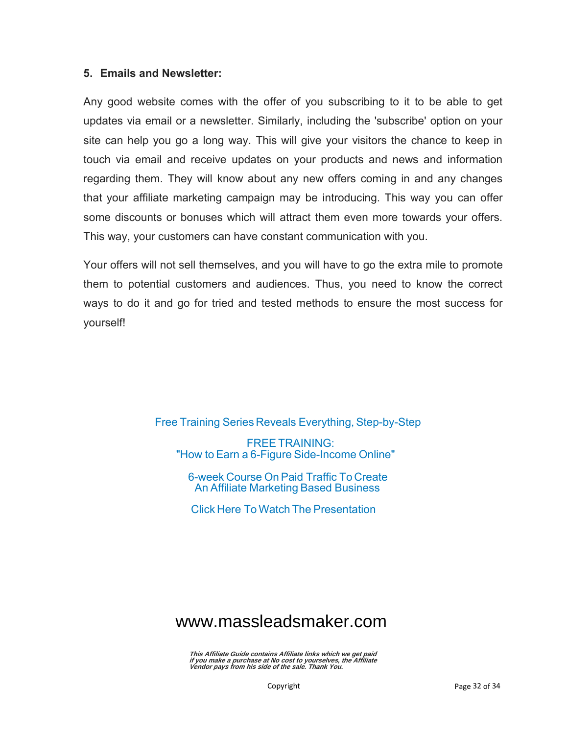**5. Emails and Newsletter:**

Any good website comes with the offer of you subscribing to it to be able to get updates via email or a newsletter. Similarly, including the 'subscribe' option on your site can help you go a long way. This will give your visitors the chance to keep in touch via email and receive updates on your products and news and information regarding them. They will know about any new offers coming in and any changes that your affiliate marketing campaign may be introducing. This way you can offer some discounts or bonuses which will attract them even more towards your offers. This way, your customers can have constant communication with you.

Your offers will not sell themselves, and you will have to go the extra mile to promote them to potential customers and audiences. Thus, you need to know the correct ways to do it and go for tried and tested methods to ensure the most success for yourself!

Free Training Series Reveals Everything, Step-by-Step

FREE TRAINING:
"How to Earn a 6-Figure Side-Income Online"

6-week Course On Paid Traffic To Create
An Affiliate Marketing Based Business

Click Here To Watch The Presentation

www.massleadsmaker.com

*This Affiliate Guide contains Affiliate links which we get paid if you make a purchase at No cost to yourselves, the Affiliate Vendor pays from his side of the sale. Thank You.*

Copyright